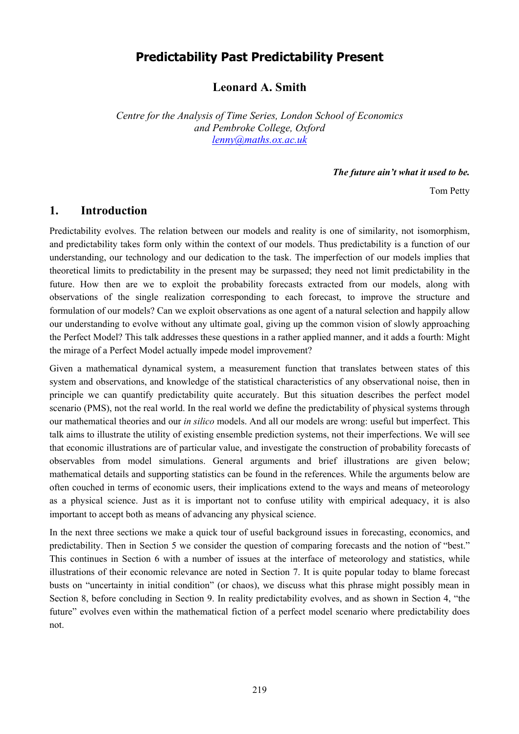# Predictability Past Predictability Present

**Leonard A. Smith**

*Centre for the Analysis of Time Series, London School of Economics*
*and Pembroke College, Oxford*
*lenny@maths.ox.ac.uk*

***The future ain't what it used to be.***

Tom Petty

## 1. Introduction

Predictability evolves. The relation between our models and reality is one of similarity, not isomorphism, and predictability takes form only within the context of our models. Thus predictability is a function of our understanding, our technology and our dedication to the task. The imperfection of our models implies that theoretical limits to predictability in the present may be surpassed; they need not limit predictability in the future. How then are we to exploit the probability forecasts extracted from our models, along with observations of the single realization corresponding to each forecast, to improve the structure and formulation of our models? Can we exploit observations as one agent of a natural selection and happily allow our understanding to evolve without any ultimate goal, giving up the common vision of slowly approaching the Perfect Model? This talk addresses these questions in a rather applied manner, and it adds a fourth: Might the mirage of a Perfect Model actually impede model improvement?

Given a mathematical dynamical system, a measurement function that translates between states of this system and observations, and knowledge of the statistical characteristics of any observational noise, then in principle we can quantify predictability quite accurately. But this situation describes the perfect model scenario (PMS), not the real world. In the real world we define the predictability of physical systems through our mathematical theories and our *in silico* models. And all our models are wrong: useful but imperfect. This talk aims to illustrate the utility of existing ensemble prediction systems, not their imperfections. We will see that economic illustrations are of particular value, and investigate the construction of probability forecasts of observables from model simulations. General arguments and brief illustrations are given below; mathematical details and supporting statistics can be found in the references. While the arguments below are often couched in terms of economic users, their implications extend to the ways and means of meteorology as a physical science. Just as it is important not to confuse utility with empirical adequacy, it is also important to accept both as means of advancing any physical science.

In the next three sections we make a quick tour of useful background issues in forecasting, economics, and predictability. Then in Section 5 we consider the question of comparing forecasts and the notion of "best." This continues in Section 6 with a number of issues at the interface of meteorology and statistics, while illustrations of their economic relevance are noted in Section 7. It is quite popular today to blame forecast busts on "uncertainty in initial condition" (or chaos), we discuss what this phrase might possibly mean in Section 8, before concluding in Section 9. In reality predictability evolves, and as shown in Section 4, "the future" evolves even within the mathematical fiction of a perfect model scenario where predictability does not.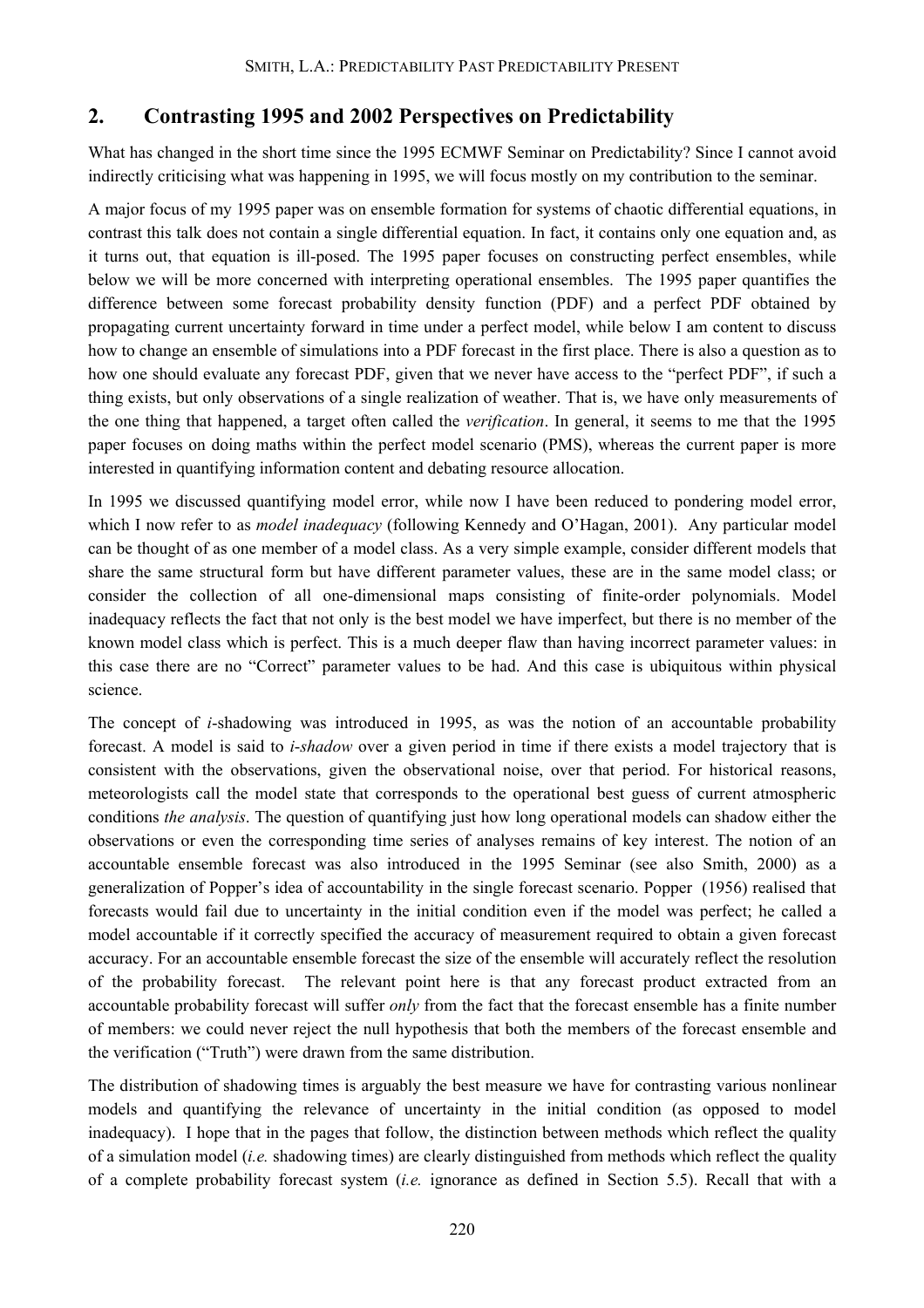## 2. Contrasting 1995 and 2002 Perspectives on Predictability

What has changed in the short time since the 1995 ECMWF Seminar on Predictability? Since I cannot avoid indirectly criticising what was happening in 1995, we will focus mostly on my contribution to the seminar.

A major focus of my 1995 paper was on ensemble formation for systems of chaotic differential equations, in contrast this talk does not contain a single differential equation. In fact, it contains only one equation and, as it turns out, that equation is ill-posed. The 1995 paper focuses on constructing perfect ensembles, while below we will be more concerned with interpreting operational ensembles. The 1995 paper quantifies the difference between some forecast probability density function (PDF) and a perfect PDF obtained by propagating current uncertainty forward in time under a perfect model, while below I am content to discuss how to change an ensemble of simulations into a PDF forecast in the first place. There is also a question as to how one should evaluate any forecast PDF, given that we never have access to the "perfect PDF", if such a thing exists, but only observations of a single realization of weather. That is, we have only measurements of the one thing that happened, a target often called the *verification*. In general, it seems to me that the 1995 paper focuses on doing maths within the perfect model scenario (PMS), whereas the current paper is more interested in quantifying information content and debating resource allocation.

In 1995 we discussed quantifying model error, while now I have been reduced to pondering model error, which I now refer to as *model inadequacy* (following Kennedy and O'Hagan, 2001). Any particular model can be thought of as one member of a model class. As a very simple example, consider different models that share the same structural form but have different parameter values, these are in the same model class; or consider the collection of all one-dimensional maps consisting of finite-order polynomials. Model inadequacy reflects the fact that not only is the best model we have imperfect, but there is no member of the known model class which is perfect. This is a much deeper flaw than having incorrect parameter values: in this case there are no "Correct" parameter values to be had. And this case is ubiquitous within physical science.

The concept of *i*-shadowing was introduced in 1995, as was the notion of an accountable probability forecast. A model is said to *i-shadow* over a given period in time if there exists a model trajectory that is consistent with the observations, given the observational noise, over that period. For historical reasons, meteorologists call the model state that corresponds to the operational best guess of current atmospheric conditions *the analysis*. The question of quantifying just how long operational models can shadow either the observations or even the corresponding time series of analyses remains of key interest. The notion of an accountable ensemble forecast was also introduced in the 1995 Seminar (see also Smith, 2000) as a generalization of Popper's idea of accountability in the single forecast scenario. Popper (1956) realised that forecasts would fail due to uncertainty in the initial condition even if the model was perfect; he called a model accountable if it correctly specified the accuracy of measurement required to obtain a given forecast accuracy. For an accountable ensemble forecast the size of the ensemble will accurately reflect the resolution of the probability forecast. The relevant point here is that any forecast product extracted from an accountable probability forecast will suffer *only* from the fact that the forecast ensemble has a finite number of members: we could never reject the null hypothesis that both the members of the forecast ensemble and the verification ("Truth") were drawn from the same distribution.

The distribution of shadowing times is arguably the best measure we have for contrasting various nonlinear models and quantifying the relevance of uncertainty in the initial condition (as opposed to model inadequacy). I hope that in the pages that follow, the distinction between methods which reflect the quality of a simulation model (*i.e.* shadowing times) are clearly distinguished from methods which reflect the quality of a complete probability forecast system (*i.e.* ignorance as defined in Section 5.5). Recall that with a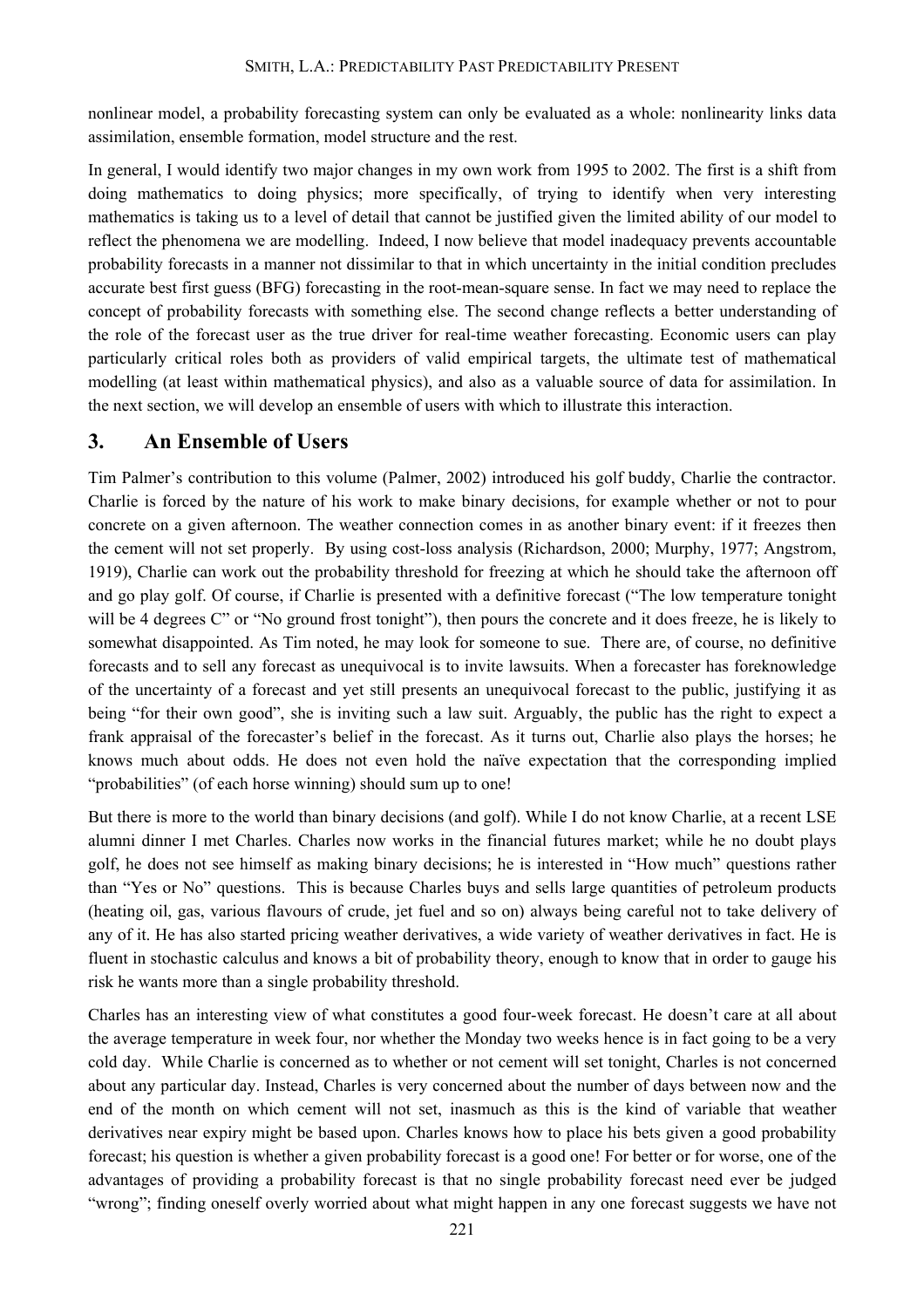nonlinear model, a probability forecasting system can only be evaluated as a whole: nonlinearity links data assimilation, ensemble formation, model structure and the rest.

In general, I would identify two major changes in my own work from 1995 to 2002. The first is a shift from doing mathematics to doing physics; more specifically, of trying to identify when very interesting mathematics is taking us to a level of detail that cannot be justified given the limited ability of our model to reflect the phenomena we are modelling. Indeed, I now believe that model inadequacy prevents accountable probability forecasts in a manner not dissimilar to that in which uncertainty in the initial condition precludes accurate best first guess (BFG) forecasting in the root-mean-square sense. In fact we may need to replace the concept of probability forecasts with something else. The second change reflects a better understanding of the role of the forecast user as the true driver for real-time weather forecasting. Economic users can play particularly critical roles both as providers of valid empirical targets, the ultimate test of mathematical modelling (at least within mathematical physics), and also as a valuable source of data for assimilation. In the next section, we will develop an ensemble of users with which to illustrate this interaction.

## 3. An Ensemble of Users

Tim Palmer's contribution to this volume (Palmer, 2002) introduced his golf buddy, Charlie the contractor. Charlie is forced by the nature of his work to make binary decisions, for example whether or not to pour concrete on a given afternoon. The weather connection comes in as another binary event: if it freezes then the cement will not set properly. By using cost-loss analysis (Richardson, 2000; Murphy, 1977; Angstrom, 1919), Charlie can work out the probability threshold for freezing at which he should take the afternoon off and go play golf. Of course, if Charlie is presented with a definitive forecast ("The low temperature tonight will be 4 degrees C" or "No ground frost tonight"), then pours the concrete and it does freeze, he is likely to somewhat disappointed. As Tim noted, he may look for someone to sue. There are, of course, no definitive forecasts and to sell any forecast as unequivocal is to invite lawsuits. When a forecaster has foreknowledge of the uncertainty of a forecast and yet still presents an unequivocal forecast to the public, justifying it as being "for their own good", she is inviting such a law suit. Arguably, the public has the right to expect a frank appraisal of the forecaster's belief in the forecast. As it turns out, Charlie also plays the horses; he knows much about odds. He does not even hold the naïve expectation that the corresponding implied "probabilities" (of each horse winning) should sum up to one!

But there is more to the world than binary decisions (and golf). While I do not know Charlie, at a recent LSE alumni dinner I met Charles. Charles now works in the financial futures market; while he no doubt plays golf, he does not see himself as making binary decisions; he is interested in "How much" questions rather than "Yes or No" questions. This is because Charles buys and sells large quantities of petroleum products (heating oil, gas, various flavours of crude, jet fuel and so on) always being careful not to take delivery of any of it. He has also started pricing weather derivatives, a wide variety of weather derivatives in fact. He is fluent in stochastic calculus and knows a bit of probability theory, enough to know that in order to gauge his risk he wants more than a single probability threshold.

Charles has an interesting view of what constitutes a good four-week forecast. He doesn't care at all about the average temperature in week four, nor whether the Monday two weeks hence is in fact going to be a very cold day. While Charlie is concerned as to whether or not cement will set tonight, Charles is not concerned about any particular day. Instead, Charles is very concerned about the number of days between now and the end of the month on which cement will not set, inasmuch as this is the kind of variable that weather derivatives near expiry might be based upon. Charles knows how to place his bets given a good probability forecast; his question is whether a given probability forecast is a good one! For better or for worse, one of the advantages of providing a probability forecast is that no single probability forecast need ever be judged "wrong"; finding oneself overly worried about what might happen in any one forecast suggests we have not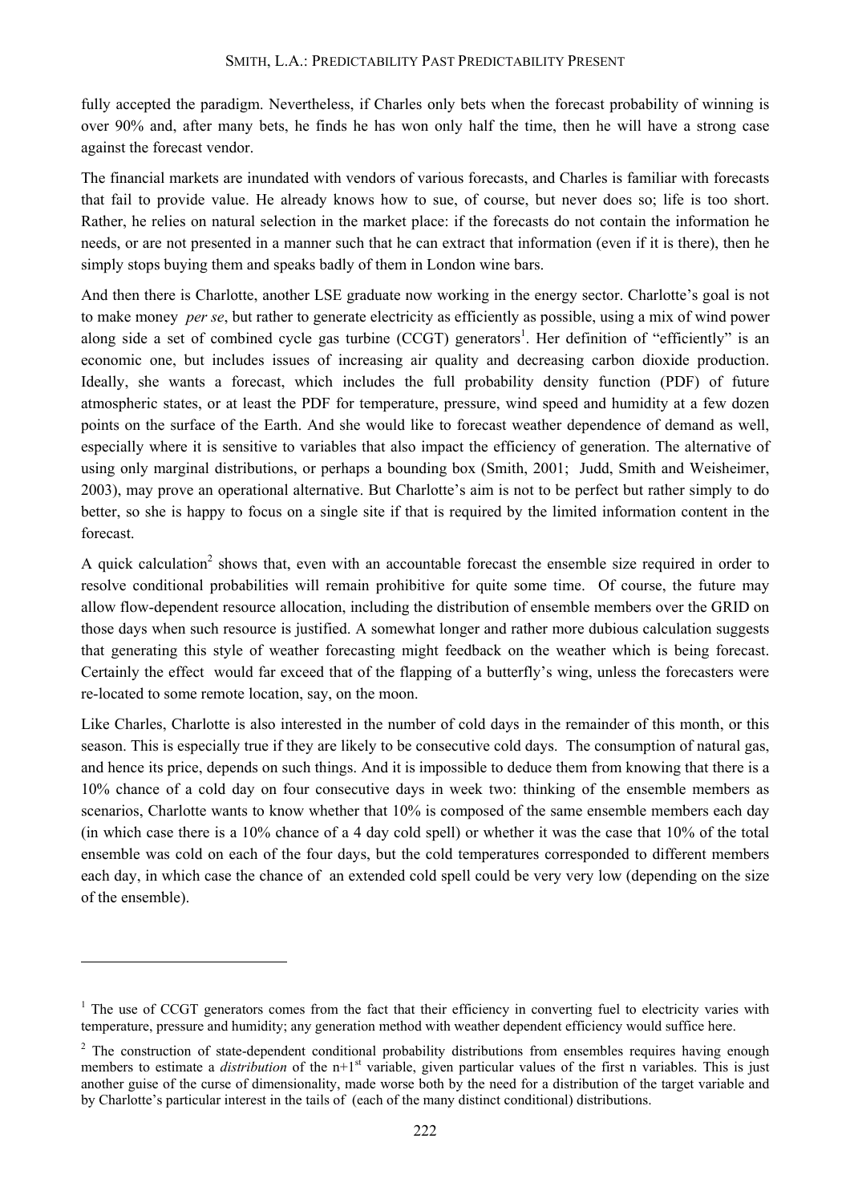fully accepted the paradigm. Nevertheless, if Charles only bets when the forecast probability of winning is over 90% and, after many bets, he finds he has won only half the time, then he will have a strong case against the forecast vendor.

The financial markets are inundated with vendors of various forecasts, and Charles is familiar with forecasts that fail to provide value. He already knows how to sue, of course, but never does so; life is too short. Rather, he relies on natural selection in the market place: if the forecasts do not contain the information he needs, or are not presented in a manner such that he can extract that information (even if it is there), then he simply stops buying them and speaks badly of them in London wine bars.

And then there is Charlotte, another LSE graduate now working in the energy sector. Charlotte's goal is not to make money *per se*, but rather to generate electricity as efficiently as possible, using a mix of wind power along side a set of combined cycle gas turbine (CCGT) generators[1]. Her definition of "efficiently" is an economic one, but includes issues of increasing air quality and decreasing carbon dioxide production. Ideally, she wants a forecast, which includes the full probability density function (PDF) of future atmospheric states, or at least the PDF for temperature, pressure, wind speed and humidity at a few dozen points on the surface of the Earth. And she would like to forecast weather dependence of demand as well, especially where it is sensitive to variables that also impact the efficiency of generation. The alternative of using only marginal distributions, or perhaps a bounding box (Smith, 2001; Judd, Smith and Weisheimer, 2003), may prove an operational alternative. But Charlotte's aim is not to be perfect but rather simply to do better, so she is happy to focus on a single site if that is required by the limited information content in the forecast.

A quick calculation[2] shows that, even with an accountable forecast the ensemble size required in order to resolve conditional probabilities will remain prohibitive for quite some time. Of course, the future may allow flow-dependent resource allocation, including the distribution of ensemble members over the GRID on those days when such resource is justified. A somewhat longer and rather more dubious calculation suggests that generating this style of weather forecasting might feedback on the weather which is being forecast. Certainly the effect would far exceed that of the flapping of a butterfly's wing, unless the forecasters were re-located to some remote location, say, on the moon.

Like Charles, Charlotte is also interested in the number of cold days in the remainder of this month, or this season. This is especially true if they are likely to be consecutive cold days. The consumption of natural gas, and hence its price, depends on such things. And it is impossible to deduce them from knowing that there is a 10% chance of a cold day on four consecutive days in week two: thinking of the ensemble members as scenarios, Charlotte wants to know whether that 10% is composed of the same ensemble members each day (in which case there is a 10% chance of a 4 day cold spell) or whether it was the case that 10% of the total ensemble was cold on each of the four days, but the cold temperatures corresponded to different members each day, in which case the chance of an extended cold spell could be very very low (depending on the size of the ensemble).

---

[1] The use of CCGT generators comes from the fact that their efficiency in converting fuel to electricity varies with temperature, pressure and humidity; any generation method with weather dependent efficiency would suffice here.

[2] The construction of state-dependent conditional probability distributions from ensembles requires having enough members to estimate a *distribution* of the n+1[st] variable, given particular values of the first n variables. This is just another guise of the curse of dimensionality, made worse both by the need for a distribution of the target variable and by Charlotte's particular interest in the tails of (each of the many distinct conditional) distributions.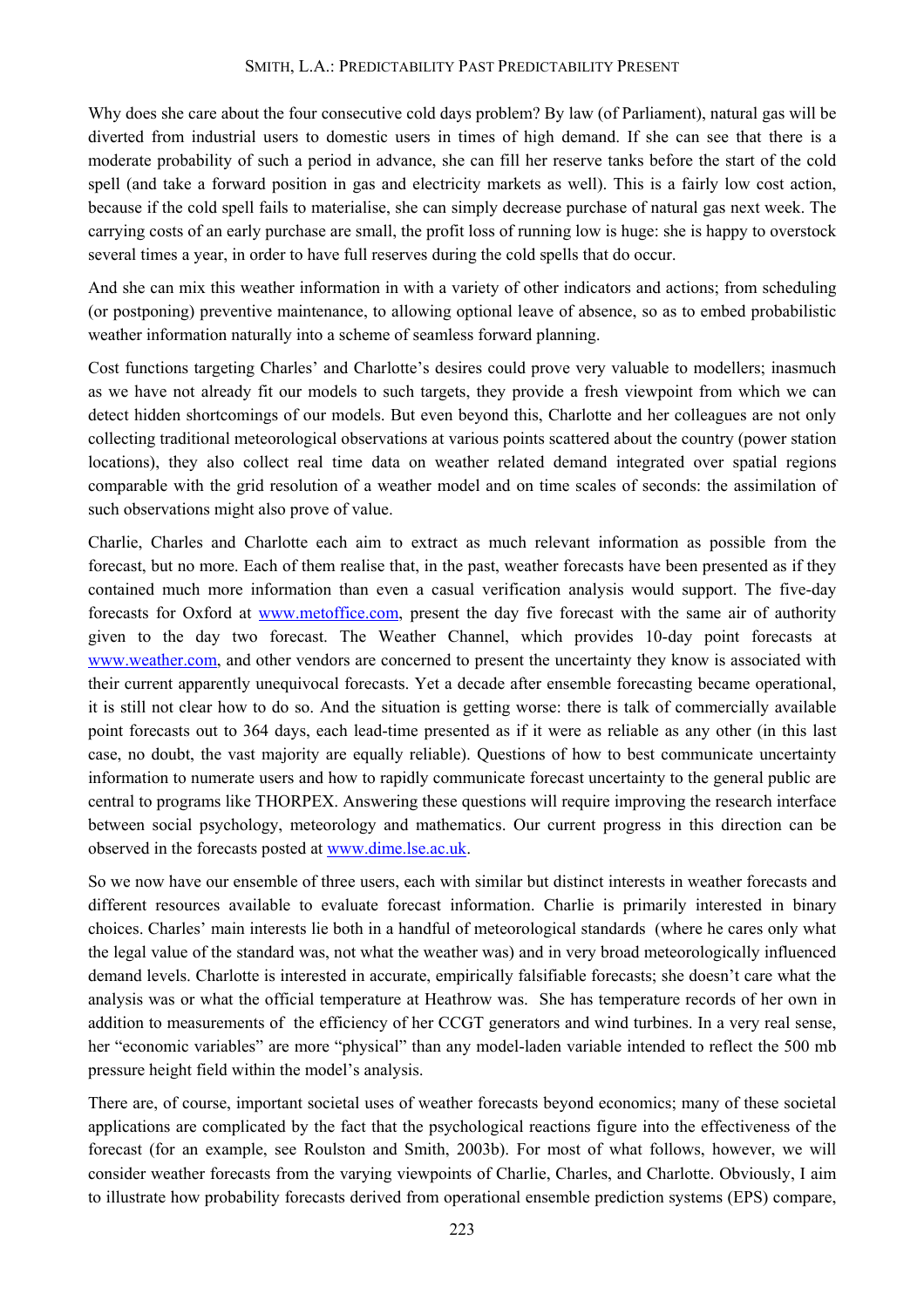Why does she care about the four consecutive cold days problem? By law (of Parliament), natural gas will be diverted from industrial users to domestic users in times of high demand. If she can see that there is a moderate probability of such a period in advance, she can fill her reserve tanks before the start of the cold spell (and take a forward position in gas and electricity markets as well). This is a fairly low cost action, because if the cold spell fails to materialise, she can simply decrease purchase of natural gas next week. The carrying costs of an early purchase are small, the profit loss of running low is huge: she is happy to overstock several times a year, in order to have full reserves during the cold spells that do occur.

And she can mix this weather information in with a variety of other indicators and actions; from scheduling (or postponing) preventive maintenance, to allowing optional leave of absence, so as to embed probabilistic weather information naturally into a scheme of seamless forward planning.

Cost functions targeting Charles' and Charlotte's desires could prove very valuable to modellers; inasmuch as we have not already fit our models to such targets, they provide a fresh viewpoint from which we can detect hidden shortcomings of our models. But even beyond this, Charlotte and her colleagues are not only collecting traditional meteorological observations at various points scattered about the country (power station locations), they also collect real time data on weather related demand integrated over spatial regions comparable with the grid resolution of a weather model and on time scales of seconds: the assimilation of such observations might also prove of value.

Charlie, Charles and Charlotte each aim to extract as much relevant information as possible from the forecast, but no more. Each of them realise that, in the past, weather forecasts have been presented as if they contained much more information than even a casual verification analysis would support. The five-day forecasts for Oxford at www.metoffice.com, present the day five forecast with the same air of authority given to the day two forecast. The Weather Channel, which provides 10-day point forecasts at www.weather.com, and other vendors are concerned to present the uncertainty they know is associated with their current apparently unequivocal forecasts. Yet a decade after ensemble forecasting became operational, it is still not clear how to do so. And the situation is getting worse: there is talk of commercially available point forecasts out to 364 days, each lead-time presented as if it were as reliable as any other (in this last case, no doubt, the vast majority are equally reliable). Questions of how to best communicate uncertainty information to numerate users and how to rapidly communicate forecast uncertainty to the general public are central to programs like THORPEX. Answering these questions will require improving the research interface between social psychology, meteorology and mathematics. Our current progress in this direction can be observed in the forecasts posted at www.dime.lse.ac.uk.

So we now have our ensemble of three users, each with similar but distinct interests in weather forecasts and different resources available to evaluate forecast information. Charlie is primarily interested in binary choices. Charles' main interests lie both in a handful of meteorological standards (where he cares only what the legal value of the standard was, not what the weather was) and in very broad meteorologically influenced demand levels. Charlotte is interested in accurate, empirically falsifiable forecasts; she doesn't care what the analysis was or what the official temperature at Heathrow was. She has temperature records of her own in addition to measurements of the efficiency of her CCGT generators and wind turbines. In a very real sense, her "economic variables" are more "physical" than any model-laden variable intended to reflect the 500 mb pressure height field within the model's analysis.

There are, of course, important societal uses of weather forecasts beyond economics; many of these societal applications are complicated by the fact that the psychological reactions figure into the effectiveness of the forecast (for an example, see Roulston and Smith, 2003b). For most of what follows, however, we will consider weather forecasts from the varying viewpoints of Charlie, Charles, and Charlotte. Obviously, I aim to illustrate how probability forecasts derived from operational ensemble prediction systems (EPS) compare,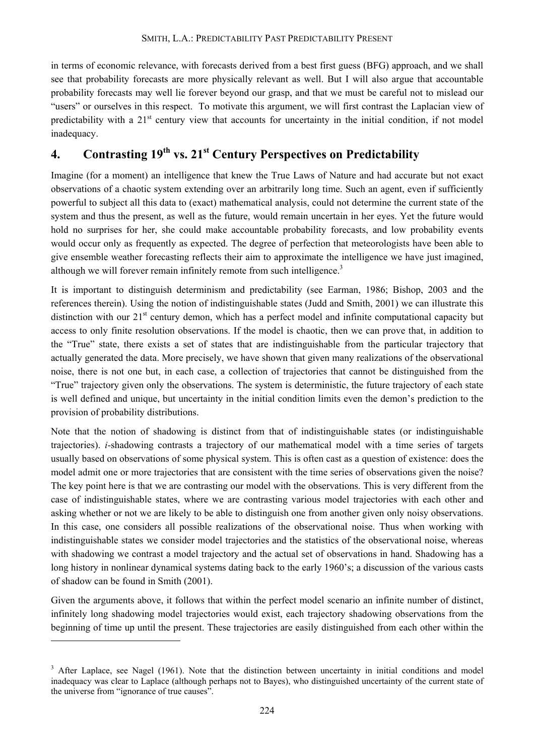in terms of economic relevance, with forecasts derived from a best first guess (BFG) approach, and we shall see that probability forecasts are more physically relevant as well. But I will also argue that accountable probability forecasts may well lie forever beyond our grasp, and that we must be careful not to mislead our "users" or ourselves in this respect. To motivate this argument, we will first contrast the Laplacian view of predictability with a 21st century view that accounts for uncertainty in the initial condition, if not model inadequacy.

## 4. Contrasting 19th vs. 21st Century Perspectives on Predictability

Imagine (for a moment) an intelligence that knew the True Laws of Nature and had accurate but not exact observations of a chaotic system extending over an arbitrarily long time. Such an agent, even if sufficiently powerful to subject all this data to (exact) mathematical analysis, could not determine the current state of the system and thus the present, as well as the future, would remain uncertain in her eyes. Yet the future would hold no surprises for her, she could make accountable probability forecasts, and low probability events would occur only as frequently as expected. The degree of perfection that meteorologists have been able to give ensemble weather forecasting reflects their aim to approximate the intelligence we have just imagined, although we will forever remain infinitely remote from such intelligence.[3]

It is important to distinguish determinism and predictability (see Earman, 1986; Bishop, 2003 and the references therein). Using the notion of indistinguishable states (Judd and Smith, 2001) we can illustrate this distinction with our 21st century demon, which has a perfect model and infinite computational capacity but access to only finite resolution observations. If the model is chaotic, then we can prove that, in addition to the "True" state, there exists a set of states that are indistinguishable from the particular trajectory that actually generated the data. More precisely, we have shown that given many realizations of the observational noise, there is not one but, in each case, a collection of trajectories that cannot be distinguished from the "True" trajectory given only the observations. The system is deterministic, the future trajectory of each state is well defined and unique, but uncertainty in the initial condition limits even the demon's prediction to the provision of probability distributions.

Note that the notion of shadowing is distinct from that of indistinguishable states (or indistinguishable trajectories). *i*-shadowing contrasts a trajectory of our mathematical model with a time series of targets usually based on observations of some physical system. This is often cast as a question of existence: does the model admit one or more trajectories that are consistent with the time series of observations given the noise? The key point here is that we are contrasting our model with the observations. This is very different from the case of indistinguishable states, where we are contrasting various model trajectories with each other and asking whether or not we are likely to be able to distinguish one from another given only noisy observations. In this case, one considers all possible realizations of the observational noise. Thus when working with indistinguishable states we consider model trajectories and the statistics of the observational noise, whereas with shadowing we contrast a model trajectory and the actual set of observations in hand. Shadowing has a long history in nonlinear dynamical systems dating back to the early 1960's; a discussion of the various casts of shadow can be found in Smith (2001).

Given the arguments above, it follows that within the perfect model scenario an infinite number of distinct, infinitely long shadowing model trajectories would exist, each trajectory shadowing observations from the beginning of time up until the present. These trajectories are easily distinguished from each other within the

[3] After Laplace, see Nagel (1961). Note that the distinction between uncertainty in initial conditions and model inadequacy was clear to Laplace (although perhaps not to Bayes), who distinguished uncertainty of the current state of the universe from "ignorance of true causes".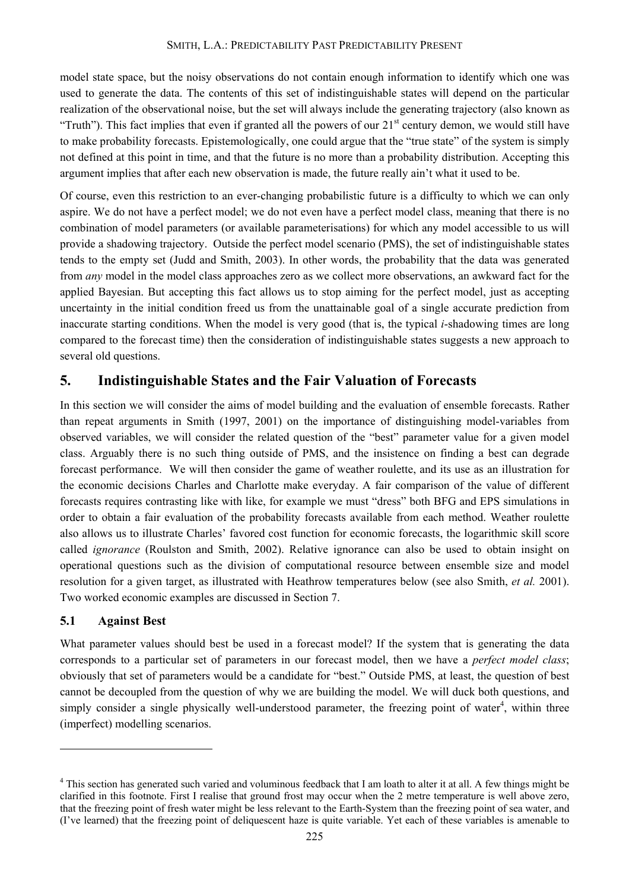model state space, but the noisy observations do not contain enough information to identify which one was used to generate the data. The contents of this set of indistinguishable states will depend on the particular realization of the observational noise, but the set will always include the generating trajectory (also known as "Truth"). This fact implies that even if granted all the powers of our 21st century demon, we would still have to make probability forecasts. Epistemologically, one could argue that the "true state" of the system is simply not defined at this point in time, and that the future is no more than a probability distribution. Accepting this argument implies that after each new observation is made, the future really ain't what it used to be.

Of course, even this restriction to an ever-changing probabilistic future is a difficulty to which we can only aspire. We do not have a perfect model; we do not even have a perfect model class, meaning that there is no combination of model parameters (or available parameterisations) for which any model accessible to us will provide a shadowing trajectory. Outside the perfect model scenario (PMS), the set of indistinguishable states tends to the empty set (Judd and Smith, 2003). In other words, the probability that the data was generated from *any* model in the model class approaches zero as we collect more observations, an awkward fact for the applied Bayesian. But accepting this fact allows us to stop aiming for the perfect model, just as accepting uncertainty in the initial condition freed us from the unattainable goal of a single accurate prediction from inaccurate starting conditions. When the model is very good (that is, the typical *i*-shadowing times are long compared to the forecast time) then the consideration of indistinguishable states suggests a new approach to several old questions.

## 5. Indistinguishable States and the Fair Valuation of Forecasts

In this section we will consider the aims of model building and the evaluation of ensemble forecasts. Rather than repeat arguments in Smith (1997, 2001) on the importance of distinguishing model-variables from observed variables, we will consider the related question of the "best" parameter value for a given model class. Arguably there is no such thing outside of PMS, and the insistence on finding a best can degrade forecast performance. We will then consider the game of weather roulette, and its use as an illustration for the economic decisions Charles and Charlotte make everyday. A fair comparison of the value of different forecasts requires contrasting like with like, for example we must "dress" both BFG and EPS simulations in order to obtain a fair evaluation of the probability forecasts available from each method. Weather roulette also allows us to illustrate Charles' favored cost function for economic forecasts, the logarithmic skill score called *ignorance* (Roulston and Smith, 2002). Relative ignorance can also be used to obtain insight on operational questions such as the division of computational resource between ensemble size and model resolution for a given target, as illustrated with Heathrow temperatures below (see also Smith, *et al.* 2001). Two worked economic examples are discussed in Section 7.

### 5.1 Against Best

What parameter values should best be used in a forecast model? If the system that is generating the data corresponds to a particular set of parameters in our forecast model, then we have a *perfect model class*; obviously that set of parameters would be a candidate for "best." Outside PMS, at least, the question of best cannot be decoupled from the question of why we are building the model. We will duck both questions, and simply consider a single physically well-understood parameter, the freezing point of water[4], within three (imperfect) modelling scenarios.

[4] This section has generated such varied and voluminous feedback that I am loath to alter it at all. A few things might be clarified in this footnote. First I realise that ground frost may occur when the 2 metre temperature is well above zero, that the freezing point of fresh water might be less relevant to the Earth-System than the freezing point of sea water, and (I've learned) that the freezing point of deliquescent haze is quite variable. Yet each of these variables is amenable to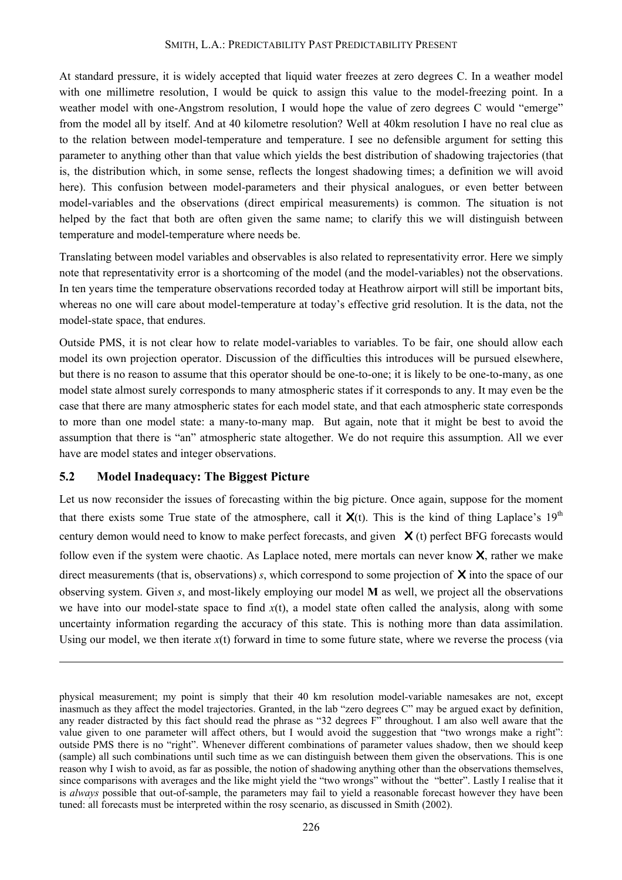At standard pressure, it is widely accepted that liquid water freezes at zero degrees C. In a weather model with one millimetre resolution, I would be quick to assign this value to the model-freezing point. In a weather model with one-Angstrom resolution, I would hope the value of zero degrees C would "emerge" from the model all by itself. And at 40 kilometre resolution? Well at 40km resolution I have no real clue as to the relation between model-temperature and temperature. I see no defensible argument for setting this parameter to anything other than that value which yields the best distribution of shadowing trajectories (that is, the distribution which, in some sense, reflects the longest shadowing times; a definition we will avoid here). This confusion between model-parameters and their physical analogues, or even better between model-variables and the observations (direct empirical measurements) is common. The situation is not helped by the fact that both are often given the same name; to clarify this we will distinguish between temperature and model-temperature where needs be.

Translating between model variables and observables is also related to representativity error. Here we simply note that representativity error is a shortcoming of the model (and the model-variables) not the observations. In ten years time the temperature observations recorded today at Heathrow airport will still be important bits, whereas no one will care about model-temperature at today's effective grid resolution. It is the data, not the model-state space, that endures.

Outside PMS, it is not clear how to relate model-variables to variables. To be fair, one should allow each model its own projection operator. Discussion of the difficulties this introduces will be pursued elsewhere, but there is no reason to assume that this operator should be one-to-one; it is likely to be one-to-many, as one model state almost surely corresponds to many atmospheric states if it corresponds to any. It may even be the case that there are many atmospheric states for each model state, and that each atmospheric state corresponds to more than one model state: a many-to-many map. But again, note that it might be best to avoid the assumption that there is "an" atmospheric state altogether. We do not require this assumption. All we ever have are model states and integer observations.

## 5.2 Model Inadequacy: The Biggest Picture

Let us now reconsider the issues of forecasting within the big picture. Once again, suppose for the moment that there exists some True state of the atmosphere, call it $\mathsf{X}(t)$. This is the kind of thing Laplace's 19th century demon would need to know to make perfect forecasts, and given $\mathsf{X}(t)$ perfect BFG forecasts would follow even if the system were chaotic. As Laplace noted, mere mortals can never know $\mathsf{X}$, rather we make direct measurements (that is, observations) $s$, which correspond to some projection of $\mathsf{X}$ into the space of our observing system. Given $s$, and most-likely employing our model $\mathbf{M}$ as well, we project all the observations we have into our model-state space to find $x(t)$, a model state often called the analysis, along with some uncertainty information regarding the accuracy of this state. This is nothing more than data assimilation. Using our model, we then iterate $x(t)$ forward in time to some future state, where we reverse the process (via

---

physical measurement; my point is simply that their 40 km resolution model-variable namesakes are not, except inasmuch as they affect the model trajectories. Granted, in the lab "zero degrees C" may be argued exact by definition, any reader distracted by this fact should read the phrase as "32 degrees F" throughout. I am also well aware that the value given to one parameter will affect others, but I would avoid the suggestion that "two wrongs make a right": outside PMS there is no "right". Whenever different combinations of parameter values shadow, then we should keep (sample) all such combinations until such time as we can distinguish between them given the observations. This is one reason why I wish to avoid, as far as possible, the notion of shadowing anything other than the observations themselves, since comparisons with averages and the like might yield the "two wrongs" without the "better". Lastly I realise that it is *always* possible that out-of-sample, the parameters may fail to yield a reasonable forecast however they have been tuned: all forecasts must be interpreted within the rosy scenario, as discussed in Smith (2002).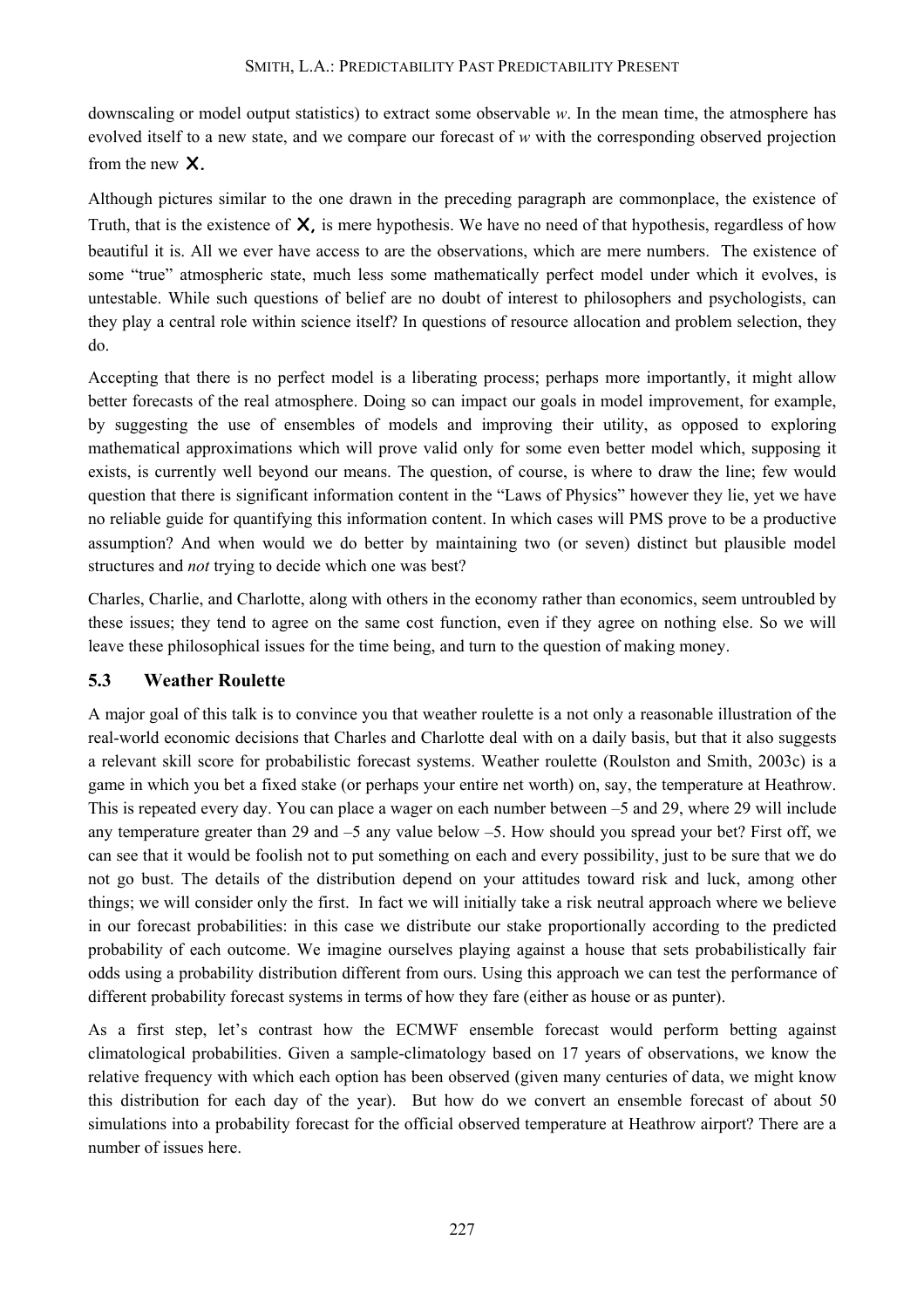downscaling or model output statistics) to extract some observable *w*. In the mean time, the atmosphere has evolved itself to a new state, and we compare our forecast of *w* with the corresponding observed projection from the new **X**.

Although pictures similar to the one drawn in the preceding paragraph are commonplace, the existence of Truth, that is the existence of **X**, is mere hypothesis. We have no need of that hypothesis, regardless of how beautiful it is. All we ever have access to are the observations, which are mere numbers. The existence of some "true" atmospheric state, much less some mathematically perfect model under which it evolves, is untestable. While such questions of belief are no doubt of interest to philosophers and psychologists, can they play a central role within science itself? In questions of resource allocation and problem selection, they do.

Accepting that there is no perfect model is a liberating process; perhaps more importantly, it might allow better forecasts of the real atmosphere. Doing so can impact our goals in model improvement, for example, by suggesting the use of ensembles of models and improving their utility, as opposed to exploring mathematical approximations which will prove valid only for some even better model which, supposing it exists, is currently well beyond our means. The question, of course, is where to draw the line; few would question that there is significant information content in the "Laws of Physics" however they lie, yet we have no reliable guide for quantifying this information content. In which cases will PMS prove to be a productive assumption? And when would we do better by maintaining two (or seven) distinct but plausible model structures and *not* trying to decide which one was best?

Charles, Charlie, and Charlotte, along with others in the economy rather than economics, seem untroubled by these issues; they tend to agree on the same cost function, even if they agree on nothing else. So we will leave these philosophical issues for the time being, and turn to the question of making money.

### 5.3 Weather Roulette

A major goal of this talk is to convince you that weather roulette is a not only a reasonable illustration of the real-world economic decisions that Charles and Charlotte deal with on a daily basis, but that it also suggests a relevant skill score for probabilistic forecast systems. Weather roulette (Roulston and Smith, 2003c) is a game in which you bet a fixed stake (or perhaps your entire net worth) on, say, the temperature at Heathrow. This is repeated every day. You can place a wager on each number between –5 and 29, where 29 will include any temperature greater than 29 and –5 any value below –5. How should you spread your bet? First off, we can see that it would be foolish not to put something on each and every possibility, just to be sure that we do not go bust. The details of the distribution depend on your attitudes toward risk and luck, among other things; we will consider only the first. In fact we will initially take a risk neutral approach where we believe in our forecast probabilities: in this case we distribute our stake proportionally according to the predicted probability of each outcome. We imagine ourselves playing against a house that sets probabilistically fair odds using a probability distribution different from ours. Using this approach we can test the performance of different probability forecast systems in terms of how they fare (either as house or as punter).

As a first step, let's contrast how the ECMWF ensemble forecast would perform betting against climatological probabilities. Given a sample-climatology based on 17 years of observations, we know the relative frequency with which each option has been observed (given many centuries of data, we might know this distribution for each day of the year). But how do we convert an ensemble forecast of about 50 simulations into a probability forecast for the official observed temperature at Heathrow airport? There are a number of issues here.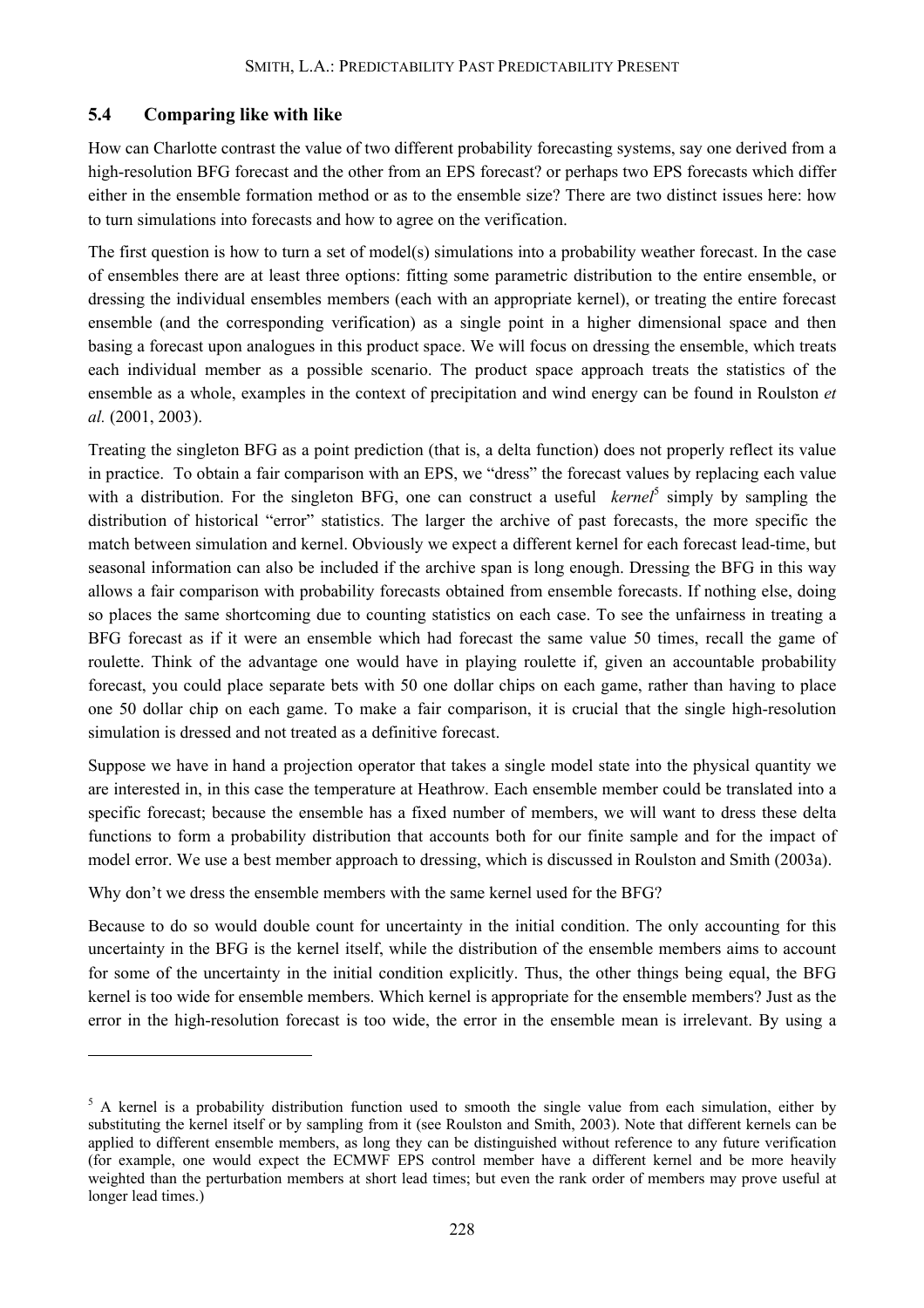## 5.4 Comparing like with like

How can Charlotte contrast the value of two different probability forecasting systems, say one derived from a high-resolution BFG forecast and the other from an EPS forecast? or perhaps two EPS forecasts which differ either in the ensemble formation method or as to the ensemble size? There are two distinct issues here: how to turn simulations into forecasts and how to agree on the verification.

The first question is how to turn a set of model(s) simulations into a probability weather forecast. In the case of ensembles there are at least three options: fitting some parametric distribution to the entire ensemble, or dressing the individual ensembles members (each with an appropriate kernel), or treating the entire forecast ensemble (and the corresponding verification) as a single point in a higher dimensional space and then basing a forecast upon analogues in this product space. We will focus on dressing the ensemble, which treats each individual member as a possible scenario. The product space approach treats the statistics of the ensemble as a whole, examples in the context of precipitation and wind energy can be found in Roulston *et al.* (2001, 2003).

Treating the singleton BFG as a point prediction (that is, a delta function) does not properly reflect its value in practice. To obtain a fair comparison with an EPS, we "dress" the forecast values by replacing each value with a distribution. For the singleton BFG, one can construct a useful *kernel*[5] simply by sampling the distribution of historical "error" statistics. The larger the archive of past forecasts, the more specific the match between simulation and kernel. Obviously we expect a different kernel for each forecast lead-time, but seasonal information can also be included if the archive span is long enough. Dressing the BFG in this way allows a fair comparison with probability forecasts obtained from ensemble forecasts. If nothing else, doing so places the same shortcoming due to counting statistics on each case. To see the unfairness in treating a BFG forecast as if it were an ensemble which had forecast the same value 50 times, recall the game of roulette. Think of the advantage one would have in playing roulette if, given an accountable probability forecast, you could place separate bets with 50 one dollar chips on each game, rather than having to place one 50 dollar chip on each game. To make a fair comparison, it is crucial that the single high-resolution simulation is dressed and not treated as a definitive forecast.

Suppose we have in hand a projection operator that takes a single model state into the physical quantity we are interested in, in this case the temperature at Heathrow. Each ensemble member could be translated into a specific forecast; because the ensemble has a fixed number of members, we will want to dress these delta functions to form a probability distribution that accounts both for our finite sample and for the impact of model error. We use a best member approach to dressing, which is discussed in Roulston and Smith (2003a).

Why don't we dress the ensemble members with the same kernel used for the BFG?

Because to do so would double count for uncertainty in the initial condition. The only accounting for this uncertainty in the BFG is the kernel itself, while the distribution of the ensemble members aims to account for some of the uncertainty in the initial condition explicitly. Thus, the other things being equal, the BFG kernel is too wide for ensemble members. Which kernel is appropriate for the ensemble members? Just as the error in the high-resolution forecast is too wide, the error in the ensemble mean is irrelevant. By using a

---

[5] A kernel is a probability distribution function used to smooth the single value from each simulation, either by substituting the kernel itself or by sampling from it (see Roulston and Smith, 2003). Note that different kernels can be applied to different ensemble members, as long they can be distinguished without reference to any future verification (for example, one would expect the ECMWF EPS control member have a different kernel and be more heavily weighted than the perturbation members at short lead times; but even the rank order of members may prove useful at longer lead times.)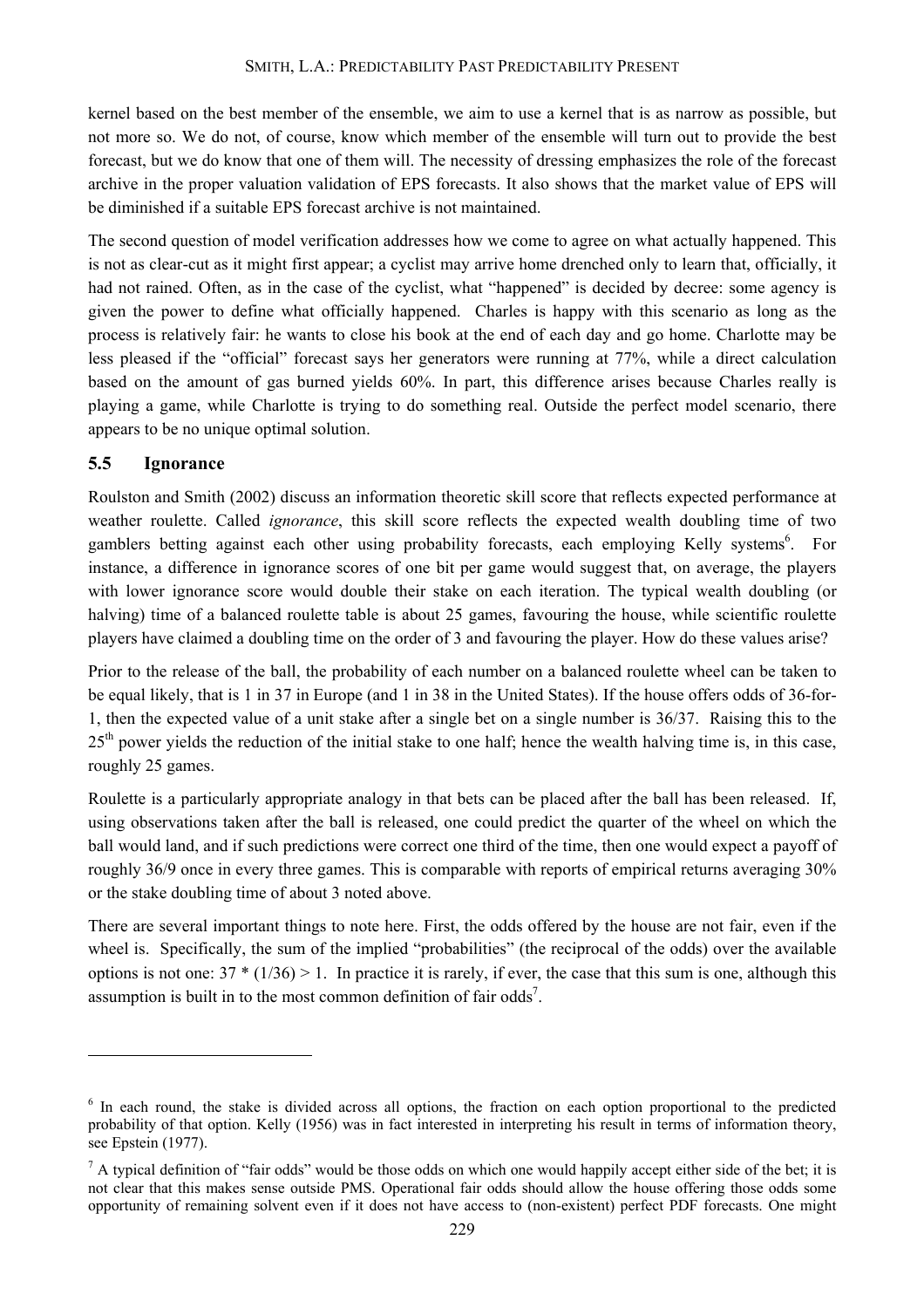kernel based on the best member of the ensemble, we aim to use a kernel that is as narrow as possible, but not more so. We do not, of course, know which member of the ensemble will turn out to provide the best forecast, but we do know that one of them will. The necessity of dressing emphasizes the role of the forecast archive in the proper valuation validation of EPS forecasts. It also shows that the market value of EPS will be diminished if a suitable EPS forecast archive is not maintained.

The second question of model verification addresses how we come to agree on what actually happened. This is not as clear-cut as it might first appear; a cyclist may arrive home drenched only to learn that, officially, it had not rained. Often, as in the case of the cyclist, what "happened" is decided by decree: some agency is given the power to define what officially happened. Charles is happy with this scenario as long as the process is relatively fair: he wants to close his book at the end of each day and go home. Charlotte may be less pleased if the "official" forecast says her generators were running at 77%, while a direct calculation based on the amount of gas burned yields 60%. In part, this difference arises because Charles really is playing a game, while Charlotte is trying to do something real. Outside the perfect model scenario, there appears to be no unique optimal solution.

## 5.5 Ignorance

Roulston and Smith (2002) discuss an information theoretic skill score that reflects expected performance at weather roulette. Called *ignorance*, this skill score reflects the expected wealth doubling time of two gamblers betting against each other using probability forecasts, each employing Kelly systems[6]. For instance, a difference in ignorance scores of one bit per game would suggest that, on average, the players with lower ignorance score would double their stake on each iteration. The typical wealth doubling (or halving) time of a balanced roulette table is about 25 games, favouring the house, while scientific roulette players have claimed a doubling time on the order of 3 and favouring the player. How do these values arise?

Prior to the release of the ball, the probability of each number on a balanced roulette wheel can be taken to be equal likely, that is 1 in 37 in Europe (and 1 in 38 in the United States). If the house offers odds of 36-for-1, then the expected value of a unit stake after a single bet on a single number is 36/37. Raising this to the 25[th] power yields the reduction of the initial stake to one half; hence the wealth halving time is, in this case, roughly 25 games.

Roulette is a particularly appropriate analogy in that bets can be placed after the ball has been released. If, using observations taken after the ball is released, one could predict the quarter of the wheel on which the ball would land, and if such predictions were correct one third of the time, then one would expect a payoff of roughly 36/9 once in every three games. This is comparable with reports of empirical returns averaging 30% or the stake doubling time of about 3 noted above.

There are several important things to note here. First, the odds offered by the house are not fair, even if the wheel is. Specifically, the sum of the implied "probabilities" (the reciprocal of the odds) over the available options is not one: $37 * (1/36) > 1$. In practice it is rarely, if ever, the case that this sum is one, although this assumption is built in to the most common definition of fair odds[7].

---

[6] In each round, the stake is divided across all options, the fraction on each option proportional to the predicted probability of that option. Kelly (1956) was in fact interested in interpreting his result in terms of information theory, see Epstein (1977).

[7] A typical definition of "fair odds" would be those odds on which one would happily accept either side of the bet; it is not clear that this makes sense outside PMS. Operational fair odds should allow the house offering those odds some opportunity of remaining solvent even if it does not have access to (non-existent) perfect PDF forecasts. One might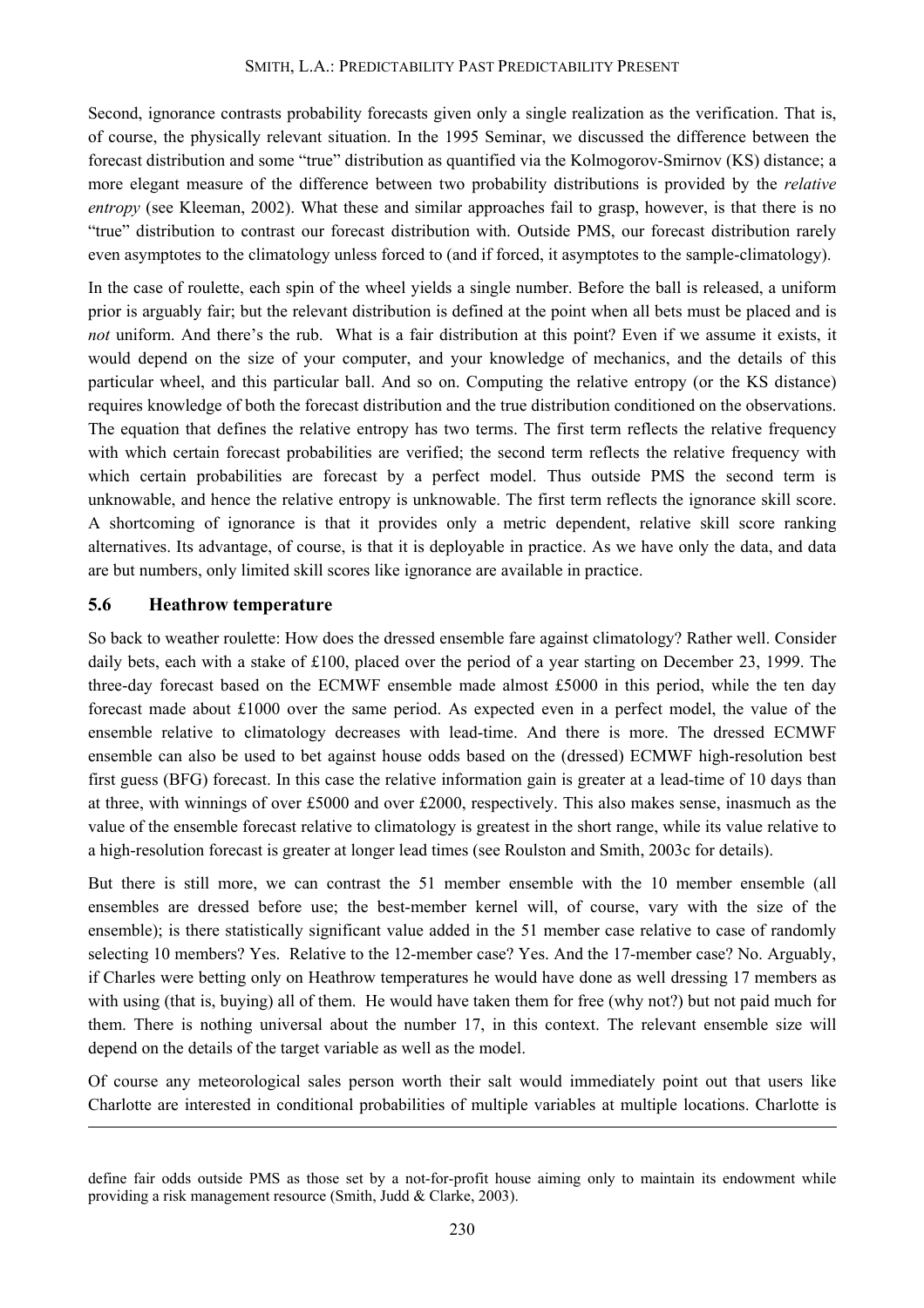Second, ignorance contrasts probability forecasts given only a single realization as the verification. That is, of course, the physically relevant situation. In the 1995 Seminar, we discussed the difference between the forecast distribution and some "true" distribution as quantified via the Kolmogorov-Smirnov (KS) distance; a more elegant measure of the difference between two probability distributions is provided by the *relative entropy* (see Kleeman, 2002). What these and similar approaches fail to grasp, however, is that there is no "true" distribution to contrast our forecast distribution with. Outside PMS, our forecast distribution rarely even asymptotes to the climatology unless forced to (and if forced, it asymptotes to the sample-climatology).

In the case of roulette, each spin of the wheel yields a single number. Before the ball is released, a uniform prior is arguably fair; but the relevant distribution is defined at the point when all bets must be placed and is *not* uniform. And there's the rub. What is a fair distribution at this point? Even if we assume it exists, it would depend on the size of your computer, and your knowledge of mechanics, and the details of this particular wheel, and this particular ball. And so on. Computing the relative entropy (or the KS distance) requires knowledge of both the forecast distribution and the true distribution conditioned on the observations. The equation that defines the relative entropy has two terms. The first term reflects the relative frequency with which certain forecast probabilities are verified; the second term reflects the relative frequency with which certain probabilities are forecast by a perfect model. Thus outside PMS the second term is unknowable, and hence the relative entropy is unknowable. The first term reflects the ignorance skill score. A shortcoming of ignorance is that it provides only a metric dependent, relative skill score ranking alternatives. Its advantage, of course, is that it is deployable in practice. As we have only the data, and data are but numbers, only limited skill scores like ignorance are available in practice.

### 5.6 Heathrow temperature

So back to weather roulette: How does the dressed ensemble fare against climatology? Rather well. Consider daily bets, each with a stake of £100, placed over the period of a year starting on December 23, 1999. The three-day forecast based on the ECMWF ensemble made almost £5000 in this period, while the ten day forecast made about £1000 over the same period. As expected even in a perfect model, the value of the ensemble relative to climatology decreases with lead-time. And there is more. The dressed ECMWF ensemble can also be used to bet against house odds based on the (dressed) ECMWF high-resolution best first guess (BFG) forecast. In this case the relative information gain is greater at a lead-time of 10 days than at three, with winnings of over £5000 and over £2000, respectively. This also makes sense, inasmuch as the value of the ensemble forecast relative to climatology is greatest in the short range, while its value relative to a high-resolution forecast is greater at longer lead times (see Roulston and Smith, 2003c for details).

But there is still more, we can contrast the 51 member ensemble with the 10 member ensemble (all ensembles are dressed before use; the best-member kernel will, of course, vary with the size of the ensemble); is there statistically significant value added in the 51 member case relative to case of randomly selecting 10 members? Yes. Relative to the 12-member case? Yes. And the 17-member case? No. Arguably, if Charles were betting only on Heathrow temperatures he would have done as well dressing 17 members as with using (that is, buying) all of them. He would have taken them for free (why not?) but not paid much for them. There is nothing universal about the number 17, in this context. The relevant ensemble size will depend on the details of the target variable as well as the model.

Of course any meteorological sales person worth their salt would immediately point out that users like Charlotte are interested in conditional probabilities of multiple variables at multiple locations. Charlotte is

---

define fair odds outside PMS as those set by a not-for-profit house aiming only to maintain its endowment while providing a risk management resource (Smith, Judd & Clarke, 2003).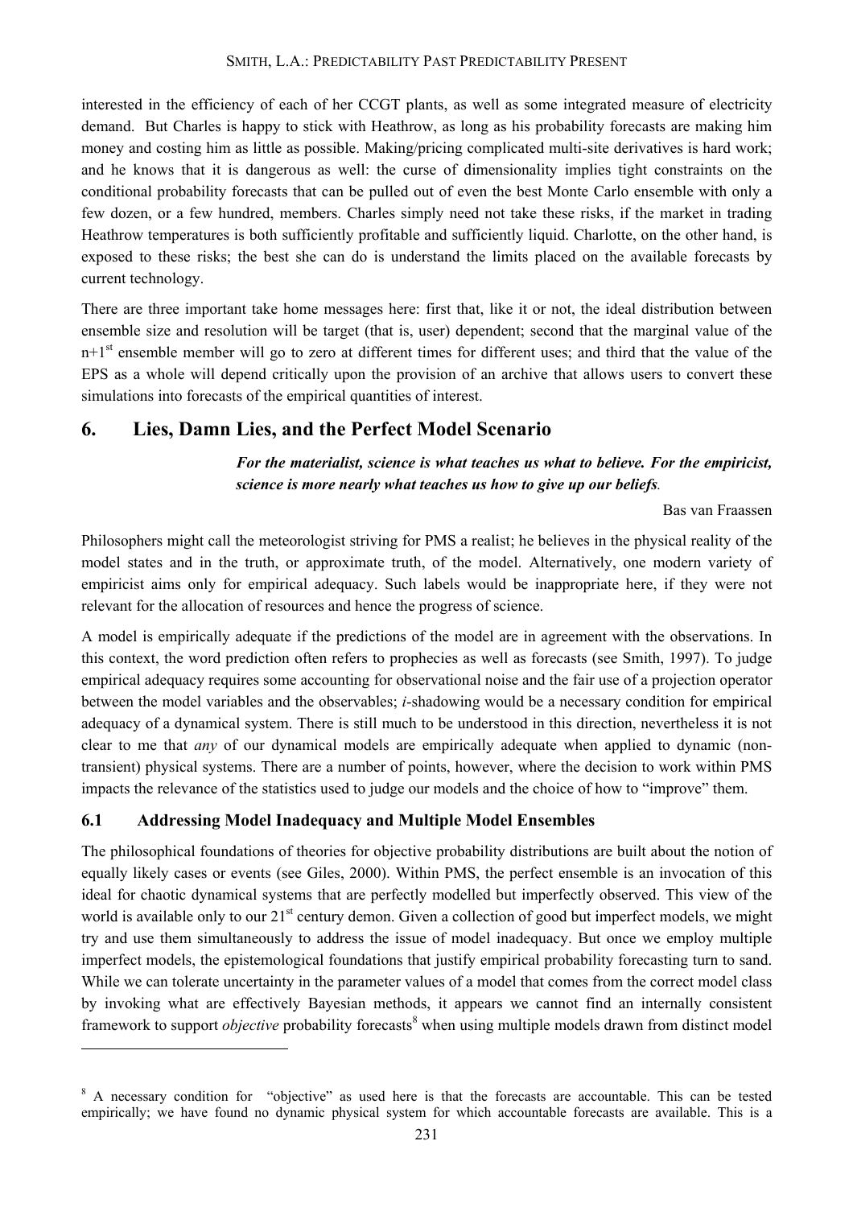interested in the efficiency of each of her CCGT plants, as well as some integrated measure of electricity demand. But Charles is happy to stick with Heathrow, as long as his probability forecasts are making him money and costing him as little as possible. Making/pricing complicated multi-site derivatives is hard work; and he knows that it is dangerous as well: the curse of dimensionality implies tight constraints on the conditional probability forecasts that can be pulled out of even the best Monte Carlo ensemble with only a few dozen, or a few hundred, members. Charles simply need not take these risks, if the market in trading Heathrow temperatures is both sufficiently profitable and sufficiently liquid. Charlotte, on the other hand, is exposed to these risks; the best she can do is understand the limits placed on the available forecasts by current technology.

There are three important take home messages here: first that, like it or not, the ideal distribution between ensemble size and resolution will be target (that is, user) dependent; second that the marginal value of the n+1[st] ensemble member will go to zero at different times for different uses; and third that the value of the EPS as a whole will depend critically upon the provision of an archive that allows users to convert these simulations into forecasts of the empirical quantities of interest.

## 6. Lies, Damn Lies, and the Perfect Model Scenario

> ***For the materialist, science is what teaches us what to believe. For the empiricist, science is more nearly what teaches us how to give up our beliefs.***
>
> Bas van Fraassen

Philosophers might call the meteorologist striving for PMS a realist; he believes in the physical reality of the model states and in the truth, or approximate truth, of the model. Alternatively, one modern variety of empiricist aims only for empirical adequacy. Such labels would be inappropriate here, if they were not relevant for the allocation of resources and hence the progress of science.

A model is empirically adequate if the predictions of the model are in agreement with the observations. In this context, the word prediction often refers to prophecies as well as forecasts (see Smith, 1997). To judge empirical adequacy requires some accounting for observational noise and the fair use of a projection operator between the model variables and the observables; *i*-shadowing would be a necessary condition for empirical adequacy of a dynamical system. There is still much to be understood in this direction, nevertheless it is not clear to me that *any* of our dynamical models are empirically adequate when applied to dynamic (non-transient) physical systems. There are a number of points, however, where the decision to work within PMS impacts the relevance of the statistics used to judge our models and the choice of how to "improve" them.

### 6.1 Addressing Model Inadequacy and Multiple Model Ensembles

The philosophical foundations of theories for objective probability distributions are built about the notion of equally likely cases or events (see Giles, 2000). Within PMS, the perfect ensemble is an invocation of this ideal for chaotic dynamical systems that are perfectly modelled but imperfectly observed. This view of the world is available only to our 21[st] century demon. Given a collection of good but imperfect models, we might try and use them simultaneously to address the issue of model inadequacy. But once we employ multiple imperfect models, the epistemological foundations that justify empirical probability forecasting turn to sand. While we can tolerate uncertainty in the parameter values of a model that comes from the correct model class by invoking what are effectively Bayesian methods, it appears we cannot find an internally consistent framework to support *objective* probability forecasts[8] when using multiple models drawn from distinct model

---

[8] A necessary condition for "objective" as used here is that the forecasts are accountable. This can be tested empirically; we have found no dynamic physical system for which accountable forecasts are available. This is a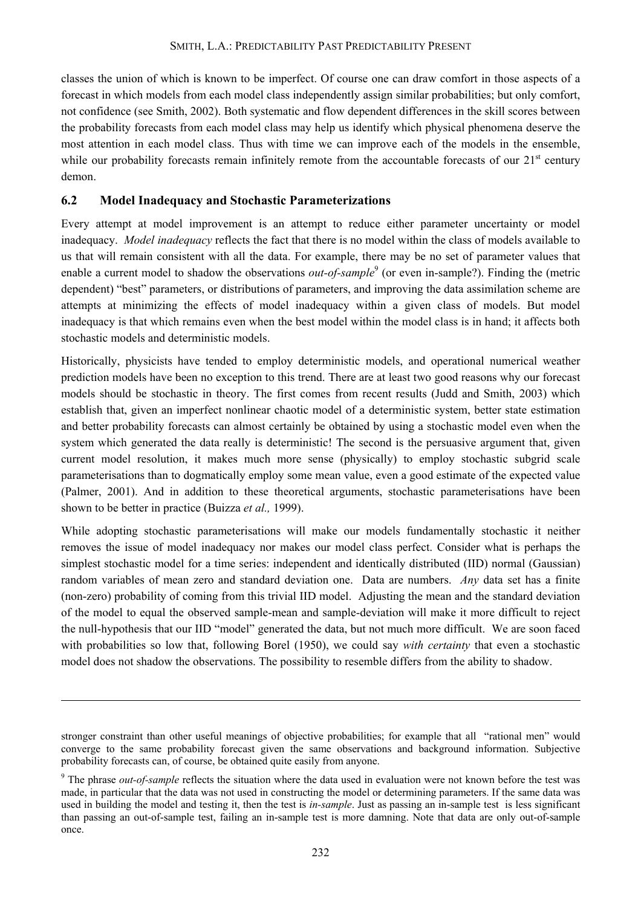classes the union of which is known to be imperfect. Of course one can draw comfort in those aspects of a forecast in which models from each model class independently assign similar probabilities; but only comfort, not confidence (see Smith, 2002). Both systematic and flow dependent differences in the skill scores between the probability forecasts from each model class may help us identify which physical phenomena deserve the most attention in each model class. Thus with time we can improve each of the models in the ensemble, while our probability forecasts remain infinitely remote from the accountable forecasts of our 21st century demon.

## 6.2 Model Inadequacy and Stochastic Parameterizations

Every attempt at model improvement is an attempt to reduce either parameter uncertainty or model inadequacy. *Model inadequacy* reflects the fact that there is no model within the class of models available to us that will remain consistent with all the data. For example, there may be no set of parameter values that enable a current model to shadow the observations *out-of-sample*[9] (or even in-sample?). Finding the (metric dependent) "best" parameters, or distributions of parameters, and improving the data assimilation scheme are attempts at minimizing the effects of model inadequacy within a given class of models. But model inadequacy is that which remains even when the best model within the model class is in hand; it affects both stochastic models and deterministic models.

Historically, physicists have tended to employ deterministic models, and operational numerical weather prediction models have been no exception to this trend. There are at least two good reasons why our forecast models should be stochastic in theory. The first comes from recent results (Judd and Smith, 2003) which establish that, given an imperfect nonlinear chaotic model of a deterministic system, better state estimation and better probability forecasts can almost certainly be obtained by using a stochastic model even when the system which generated the data really is deterministic! The second is the persuasive argument that, given current model resolution, it makes much more sense (physically) to employ stochastic subgrid scale parameterisations than to dogmatically employ some mean value, even a good estimate of the expected value (Palmer, 2001). And in addition to these theoretical arguments, stochastic parameterisations have been shown to be better in practice (Buizza *et al.,* 1999).

While adopting stochastic parameterisations will make our models fundamentally stochastic it neither removes the issue of model inadequacy nor makes our model class perfect. Consider what is perhaps the simplest stochastic model for a time series: independent and identically distributed (IID) normal (Gaussian) random variables of mean zero and standard deviation one. Data are numbers. *Any* data set has a finite (non-zero) probability of coming from this trivial IID model. Adjusting the mean and the standard deviation of the model to equal the observed sample-mean and sample-deviation will make it more difficult to reject the null-hypothesis that our IID "model" generated the data, but not much more difficult. We are soon faced with probabilities so low that, following Borel (1950), we could say *with certainty* that even a stochastic model does not shadow the observations. The possibility to resemble differs from the ability to shadow.

---

stronger constraint than other useful meanings of objective probabilities; for example that all "rational men" would converge to the same probability forecast given the same observations and background information. Subjective probability forecasts can, of course, be obtained quite easily from anyone.

[9] The phrase *out-of-sample* reflects the situation where the data used in evaluation were not known before the test was made, in particular that the data was not used in constructing the model or determining parameters. If the same data was used in building the model and testing it, then the test is *in-sample*. Just as passing an in-sample test is less significant than passing an out-of-sample test, failing an in-sample test is more damning. Note that data are only out-of-sample once.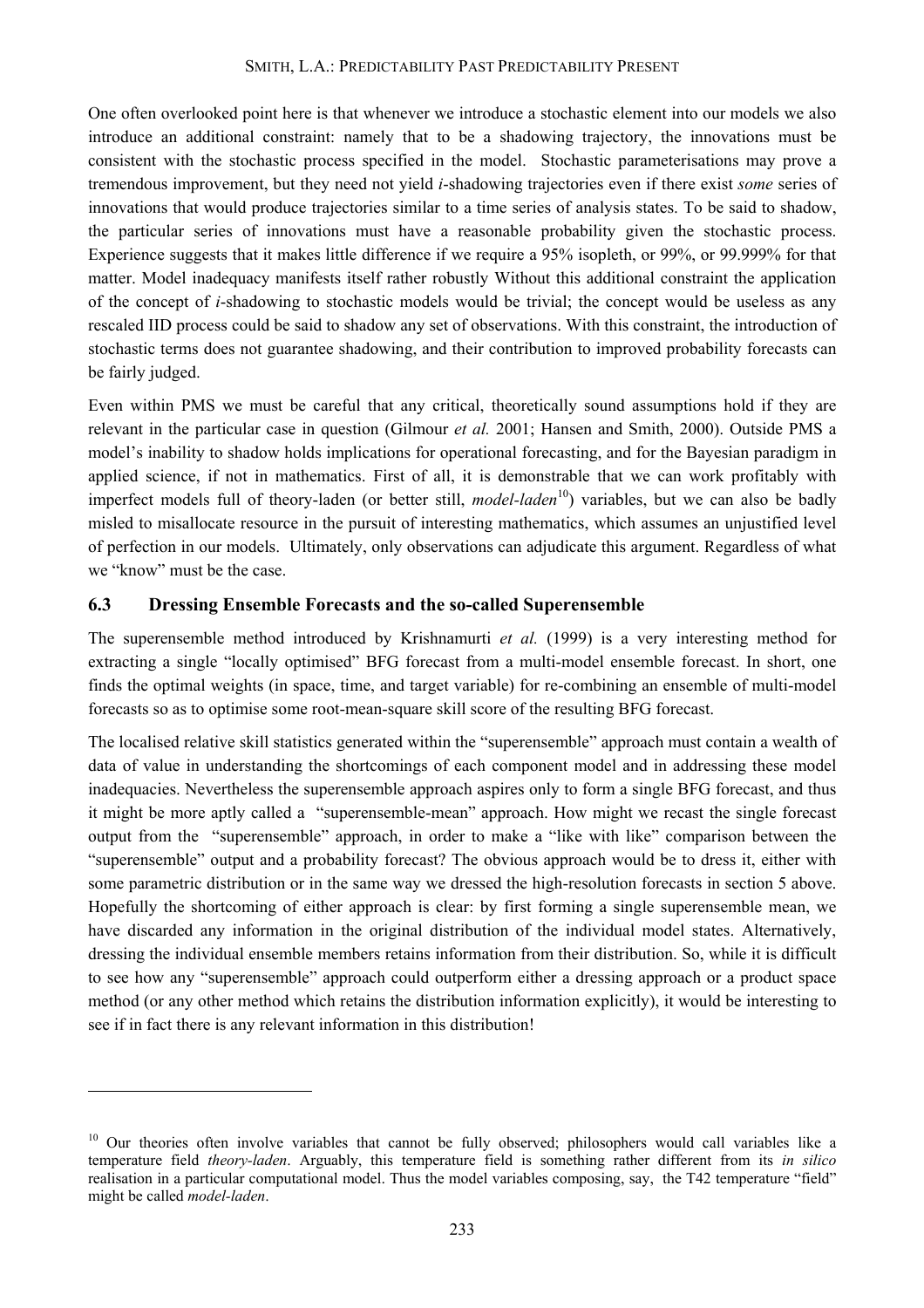One often overlooked point here is that whenever we introduce a stochastic element into our models we also introduce an additional constraint: namely that to be a shadowing trajectory, the innovations must be consistent with the stochastic process specified in the model. Stochastic parameterisations may prove a tremendous improvement, but they need not yield *i*-shadowing trajectories even if there exist *some* series of innovations that would produce trajectories similar to a time series of analysis states. To be said to shadow, the particular series of innovations must have a reasonable probability given the stochastic process. Experience suggests that it makes little difference if we require a 95% isopleth, or 99%, or 99.999% for that matter. Model inadequacy manifests itself rather robustly Without this additional constraint the application of the concept of *i*-shadowing to stochastic models would be trivial; the concept would be useless as any rescaled IID process could be said to shadow any set of observations. With this constraint, the introduction of stochastic terms does not guarantee shadowing, and their contribution to improved probability forecasts can be fairly judged.

Even within PMS we must be careful that any critical, theoretically sound assumptions hold if they are relevant in the particular case in question (Gilmour *et al.* 2001; Hansen and Smith, 2000). Outside PMS a model's inability to shadow holds implications for operational forecasting, and for the Bayesian paradigm in applied science, if not in mathematics. First of all, it is demonstrable that we can work profitably with imperfect models full of theory-laden (or better still, *model-laden*[10]) variables, but we can also be badly misled to misallocate resource in the pursuit of interesting mathematics, which assumes an unjustified level of perfection in our models. Ultimately, only observations can adjudicate this argument. Regardless of what we "know" must be the case.

### 6.3 Dressing Ensemble Forecasts and the so-called Superensemble

The superensemble method introduced by Krishnamurti *et al.* (1999) is a very interesting method for extracting a single "locally optimised" BFG forecast from a multi-model ensemble forecast. In short, one finds the optimal weights (in space, time, and target variable) for re-combining an ensemble of multi-model forecasts so as to optimise some root-mean-square skill score of the resulting BFG forecast.

The localised relative skill statistics generated within the "superensemble" approach must contain a wealth of data of value in understanding the shortcomings of each component model and in addressing these model inadequacies. Nevertheless the superensemble approach aspires only to form a single BFG forecast, and thus it might be more aptly called a "superensemble-mean" approach. How might we recast the single forecast output from the "superensemble" approach, in order to make a "like with like" comparison between the "superensemble" output and a probability forecast? The obvious approach would be to dress it, either with some parametric distribution or in the same way we dressed the high-resolution forecasts in section 5 above. Hopefully the shortcoming of either approach is clear: by first forming a single superensemble mean, we have discarded any information in the original distribution of the individual model states. Alternatively, dressing the individual ensemble members retains information from their distribution. So, while it is difficult to see how any "superensemble" approach could outperform either a dressing approach or a product space method (or any other method which retains the distribution information explicitly), it would be interesting to see if in fact there is any relevant information in this distribution!

---

[10] Our theories often involve variables that cannot be fully observed; philosophers would call variables like a temperature field *theory-laden*. Arguably, this temperature field is something rather different from its *in silico* realisation in a particular computational model. Thus the model variables composing, say, the T42 temperature "field" might be called *model-laden*.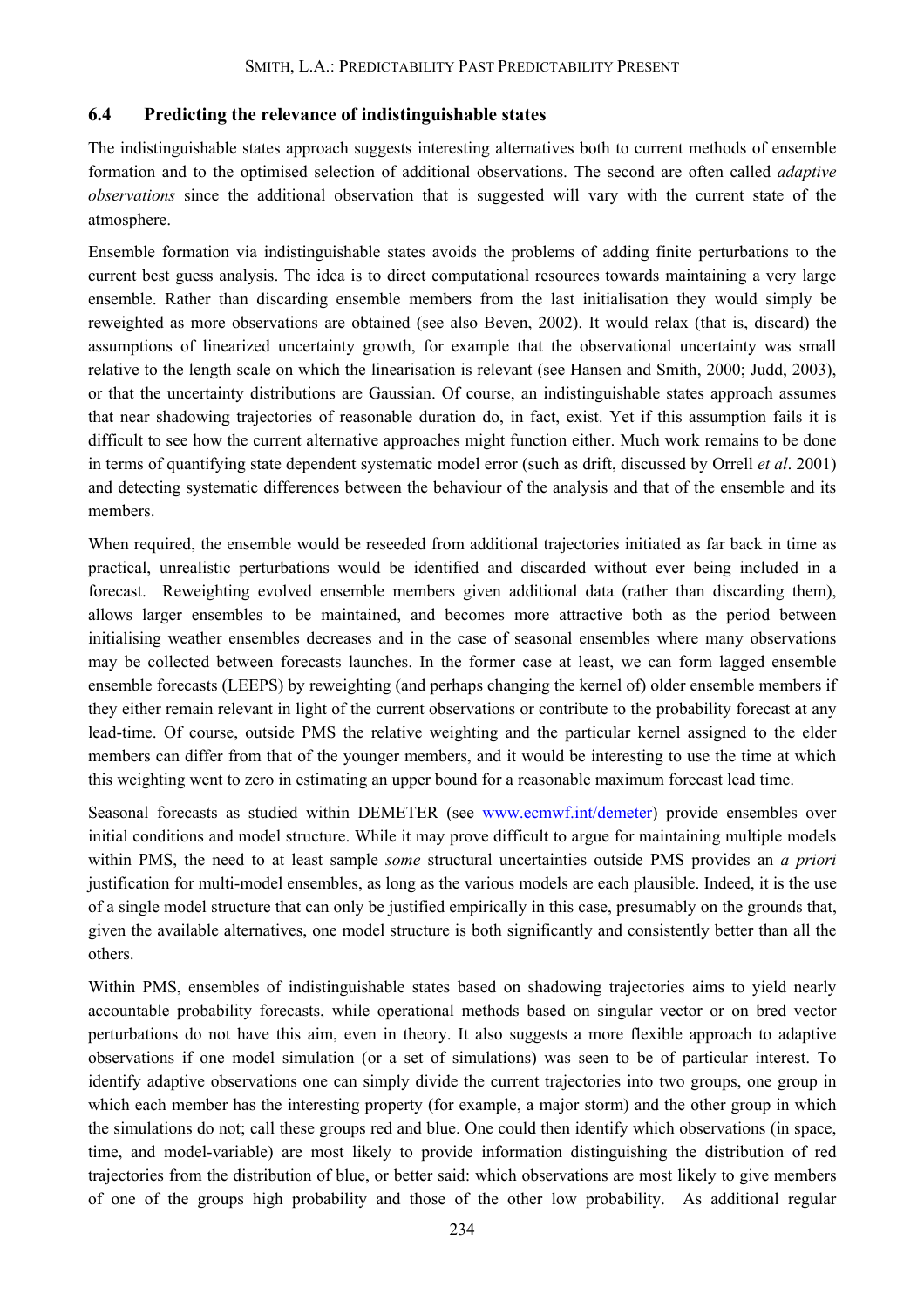### 6.4 Predicting the relevance of indistinguishable states

The indistinguishable states approach suggests interesting alternatives both to current methods of ensemble formation and to the optimised selection of additional observations. The second are often called *adaptive observations* since the additional observation that is suggested will vary with the current state of the atmosphere.

Ensemble formation via indistinguishable states avoids the problems of adding finite perturbations to the current best guess analysis. The idea is to direct computational resources towards maintaining a very large ensemble. Rather than discarding ensemble members from the last initialisation they would simply be reweighted as more observations are obtained (see also Beven, 2002). It would relax (that is, discard) the assumptions of linearized uncertainty growth, for example that the observational uncertainty was small relative to the length scale on which the linearisation is relevant (see Hansen and Smith, 2000; Judd, 2003), or that the uncertainty distributions are Gaussian. Of course, an indistinguishable states approach assumes that near shadowing trajectories of reasonable duration do, in fact, exist. Yet if this assumption fails it is difficult to see how the current alternative approaches might function either. Much work remains to be done in terms of quantifying state dependent systematic model error (such as drift, discussed by Orrell *et al*. 2001) and detecting systematic differences between the behaviour of the analysis and that of the ensemble and its members.

When required, the ensemble would be reseeded from additional trajectories initiated as far back in time as practical, unrealistic perturbations would be identified and discarded without ever being included in a forecast. Reweighting evolved ensemble members given additional data (rather than discarding them), allows larger ensembles to be maintained, and becomes more attractive both as the period between initialising weather ensembles decreases and in the case of seasonal ensembles where many observations may be collected between forecasts launches. In the former case at least, we can form lagged ensemble ensemble forecasts (LEEPS) by reweighting (and perhaps changing the kernel of) older ensemble members if they either remain relevant in light of the current observations or contribute to the probability forecast at any lead-time. Of course, outside PMS the relative weighting and the particular kernel assigned to the elder members can differ from that of the younger members, and it would be interesting to use the time at which this weighting went to zero in estimating an upper bound for a reasonable maximum forecast lead time.

Seasonal forecasts as studied within DEMETER (see www.ecmwf.int/demeter) provide ensembles over initial conditions and model structure. While it may prove difficult to argue for maintaining multiple models within PMS, the need to at least sample *some* structural uncertainties outside PMS provides an *a priori* justification for multi-model ensembles, as long as the various models are each plausible. Indeed, it is the use of a single model structure that can only be justified empirically in this case, presumably on the grounds that, given the available alternatives, one model structure is both significantly and consistently better than all the others.

Within PMS, ensembles of indistinguishable states based on shadowing trajectories aims to yield nearly accountable probability forecasts, while operational methods based on singular vector or on bred vector perturbations do not have this aim, even in theory. It also suggests a more flexible approach to adaptive observations if one model simulation (or a set of simulations) was seen to be of particular interest. To identify adaptive observations one can simply divide the current trajectories into two groups, one group in which each member has the interesting property (for example, a major storm) and the other group in which the simulations do not; call these groups red and blue. One could then identify which observations (in space, time, and model-variable) are most likely to provide information distinguishing the distribution of red trajectories from the distribution of blue, or better said: which observations are most likely to give members of one of the groups high probability and those of the other low probability. As additional regular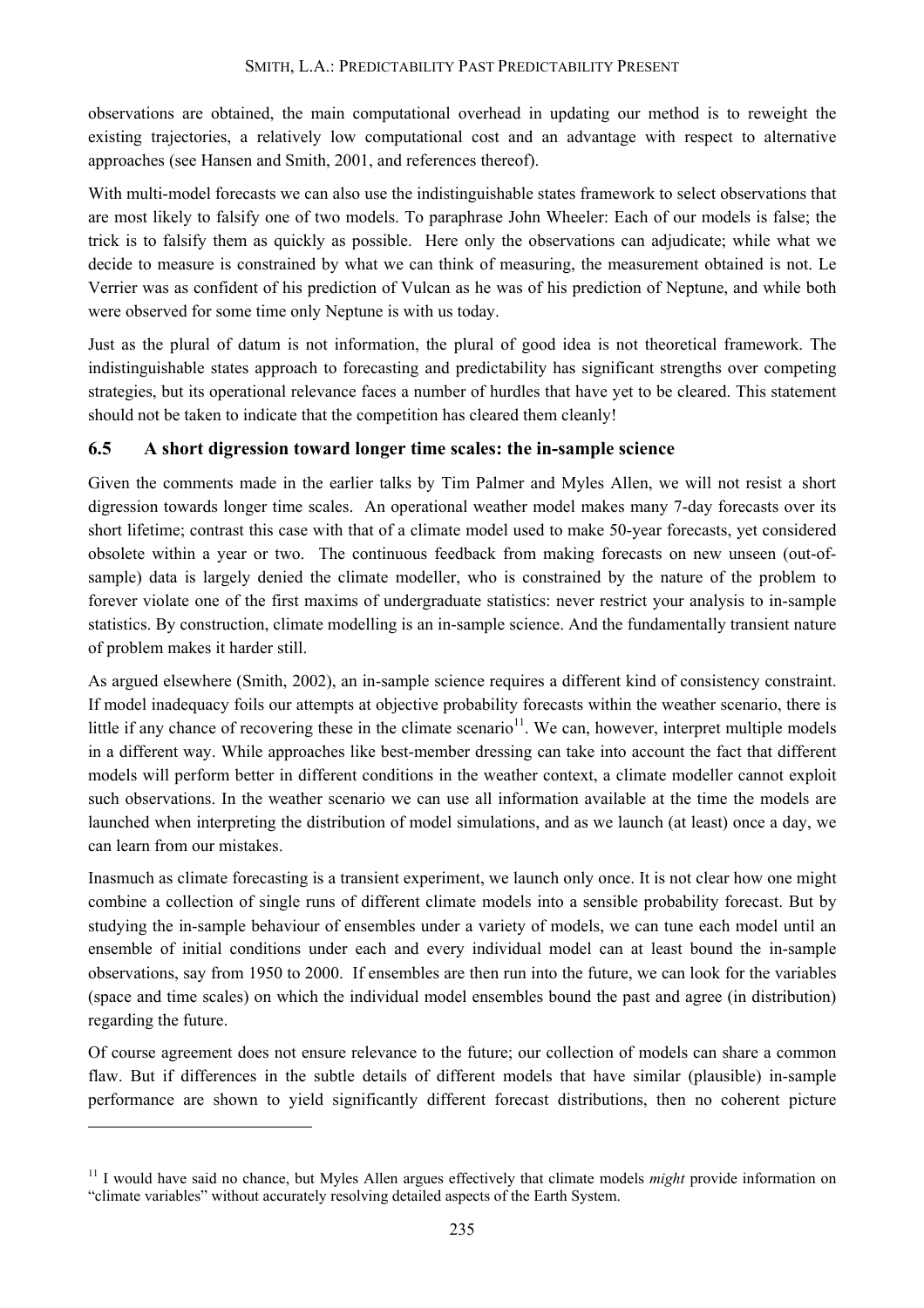observations are obtained, the main computational overhead in updating our method is to reweight the existing trajectories, a relatively low computational cost and an advantage with respect to alternative approaches (see Hansen and Smith, 2001, and references thereof).

With multi-model forecasts we can also use the indistinguishable states framework to select observations that are most likely to falsify one of two models. To paraphrase John Wheeler: Each of our models is false; the trick is to falsify them as quickly as possible. Here only the observations can adjudicate; while what we decide to measure is constrained by what we can think of measuring, the measurement obtained is not. Le Verrier was as confident of his prediction of Vulcan as he was of his prediction of Neptune, and while both were observed for some time only Neptune is with us today.

Just as the plural of datum is not information, the plural of good idea is not theoretical framework. The indistinguishable states approach to forecasting and predictability has significant strengths over competing strategies, but its operational relevance faces a number of hurdles that have yet to be cleared. This statement should not be taken to indicate that the competition has cleared them cleanly!

### 6.5 A short digression toward longer time scales: the in-sample science

Given the comments made in the earlier talks by Tim Palmer and Myles Allen, we will not resist a short digression towards longer time scales. An operational weather model makes many 7-day forecasts over its short lifetime; contrast this case with that of a climate model used to make 50-year forecasts, yet considered obsolete within a year or two. The continuous feedback from making forecasts on new unseen (out-of-sample) data is largely denied the climate modeller, who is constrained by the nature of the problem to forever violate one of the first maxims of undergraduate statistics: never restrict your analysis to in-sample statistics. By construction, climate modelling is an in-sample science. And the fundamentally transient nature of problem makes it harder still.

As argued elsewhere (Smith, 2002), an in-sample science requires a different kind of consistency constraint. If model inadequacy foils our attempts at objective probability forecasts within the weather scenario, there is little if any chance of recovering these in the climate scenario[11]. We can, however, interpret multiple models in a different way. While approaches like best-member dressing can take into account the fact that different models will perform better in different conditions in the weather context, a climate modeller cannot exploit such observations. In the weather scenario we can use all information available at the time the models are launched when interpreting the distribution of model simulations, and as we launch (at least) once a day, we can learn from our mistakes.

Inasmuch as climate forecasting is a transient experiment, we launch only once. It is not clear how one might combine a collection of single runs of different climate models into a sensible probability forecast. But by studying the in-sample behaviour of ensembles under a variety of models, we can tune each model until an ensemble of initial conditions under each and every individual model can at least bound the in-sample observations, say from 1950 to 2000. If ensembles are then run into the future, we can look for the variables (space and time scales) on which the individual model ensembles bound the past and agree (in distribution) regarding the future.

Of course agreement does not ensure relevance to the future; our collection of models can share a common flaw. But if differences in the subtle details of different models that have similar (plausible) in-sample performance are shown to yield significantly different forecast distributions, then no coherent picture

---

[11] I would have said no chance, but Myles Allen argues effectively that climate models *might* provide information on "climate variables" without accurately resolving detailed aspects of the Earth System.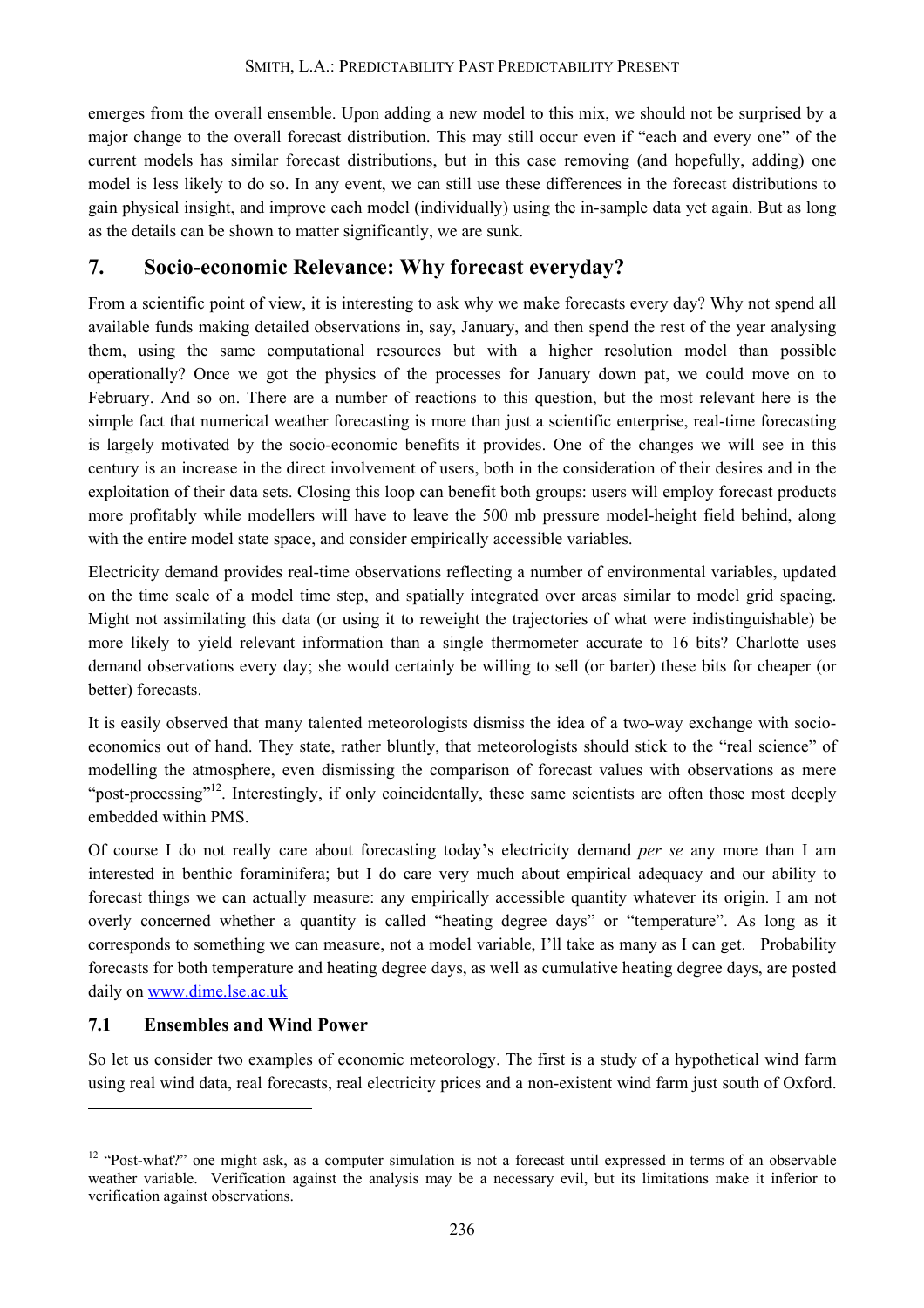emerges from the overall ensemble. Upon adding a new model to this mix, we should not be surprised by a major change to the overall forecast distribution. This may still occur even if "each and every one" of the current models has similar forecast distributions, but in this case removing (and hopefully, adding) one model is less likely to do so. In any event, we can still use these differences in the forecast distributions to gain physical insight, and improve each model (individually) using the in-sample data yet again. But as long as the details can be shown to matter significantly, we are sunk.

## 7. Socio-economic Relevance: Why forecast everyday?

From a scientific point of view, it is interesting to ask why we make forecasts every day? Why not spend all available funds making detailed observations in, say, January, and then spend the rest of the year analysing them, using the same computational resources but with a higher resolution model than possible operationally? Once we got the physics of the processes for January down pat, we could move on to February. And so on. There are a number of reactions to this question, but the most relevant here is the simple fact that numerical weather forecasting is more than just a scientific enterprise, real-time forecasting is largely motivated by the socio-economic benefits it provides. One of the changes we will see in this century is an increase in the direct involvement of users, both in the consideration of their desires and in the exploitation of their data sets. Closing this loop can benefit both groups: users will employ forecast products more profitably while modellers will have to leave the 500 mb pressure model-height field behind, along with the entire model state space, and consider empirically accessible variables.

Electricity demand provides real-time observations reflecting a number of environmental variables, updated on the time scale of a model time step, and spatially integrated over areas similar to model grid spacing. Might not assimilating this data (or using it to reweight the trajectories of what were indistinguishable) be more likely to yield relevant information than a single thermometer accurate to 16 bits? Charlotte uses demand observations every day; she would certainly be willing to sell (or barter) these bits for cheaper (or better) forecasts.

It is easily observed that many talented meteorologists dismiss the idea of a two-way exchange with socio-economics out of hand. They state, rather bluntly, that meteorologists should stick to the "real science" of modelling the atmosphere, even dismissing the comparison of forecast values with observations as mere "post-processing"[12]. Interestingly, if only coincidentally, these same scientists are often those most deeply embedded within PMS.

Of course I do not really care about forecasting today's electricity demand *per se* any more than I am interested in benthic foraminifera; but I do care very much about empirical adequacy and our ability to forecast things we can actually measure: any empirically accessible quantity whatever its origin. I am not overly concerned whether a quantity is called "heating degree days" or "temperature". As long as it corresponds to something we can measure, not a model variable, I'll take as many as I can get. Probability forecasts for both temperature and heating degree days, as well as cumulative heating degree days, are posted daily on www.dime.lse.ac.uk

### 7.1 Ensembles and Wind Power

So let us consider two examples of economic meteorology. The first is a study of a hypothetical wind farm using real wind data, real forecasts, real electricity prices and a non-existent wind farm just south of Oxford.

---

[12] "Post-what?" one might ask, as a computer simulation is not a forecast until expressed in terms of an observable weather variable. Verification against the analysis may be a necessary evil, but its limitations make it inferior to verification against observations.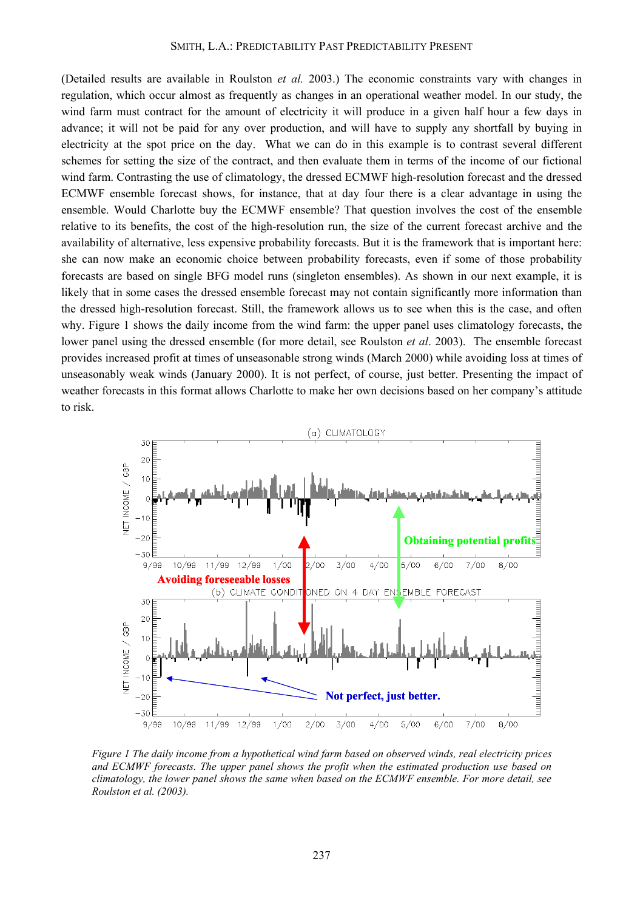(Detailed results are available in Roulston *et al.* 2003.) The economic constraints vary with changes in regulation, which occur almost as frequently as changes in an operational weather model. In our study, the wind farm must contract for the amount of electricity it will produce in a given half hour a few days in advance; it will not be paid for any over production, and will have to supply any shortfall by buying in electricity at the spot price on the day. What we can do in this example is to contrast several different schemes for setting the size of the contract, and then evaluate them in terms of the income of our fictional wind farm. Contrasting the use of climatology, the dressed ECMWF high-resolution forecast and the dressed ECMWF ensemble forecast shows, for instance, that at day four there is a clear advantage in using the ensemble. Would Charlotte buy the ECMWF ensemble? That question involves the cost of the ensemble relative to its benefits, the cost of the high-resolution run, the size of the current forecast archive and the availability of alternative, less expensive probability forecasts. But it is the framework that is important here: she can now make an economic choice between probability forecasts, even if some of those probability forecasts are based on single BFG model runs (singleton ensembles). As shown in our next example, it is likely that in some cases the dressed ensemble forecast may not contain significantly more information than the dressed high-resolution forecast. Still, the framework allows us to see when this is the case, and often why. Figure 1 shows the daily income from the wind farm: the upper panel uses climatology forecasts, the lower panel using the dressed ensemble (for more detail, see Roulston *et al*. 2003). The ensemble forecast provides increased profit at times of unseasonable strong winds (March 2000) while avoiding loss at times of unseasonably weak winds (January 2000). It is not perfect, of course, just better. Presenting the impact of weather forecasts in this format allows Charlotte to make her own decisions based on her company's attitude to risk.

*Figure 1 The daily income from a hypothetical wind farm based on observed winds, real electricity prices and ECMWF forecasts. The upper panel shows the profit when the estimated production use based on climatology, the lower panel shows the same when based on the ECMWF ensemble. For more detail, see Roulston et al. (2003).*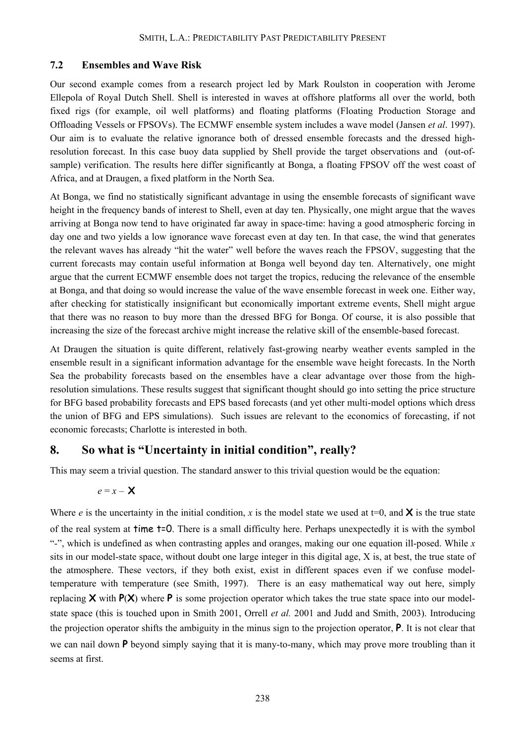### 7.2 Ensembles and Wave Risk

Our second example comes from a research project led by Mark Roulston in cooperation with Jerome Ellepola of Royal Dutch Shell. Shell is interested in waves at offshore platforms all over the world, both fixed rigs (for example, oil well platforms) and floating platforms (Floating Production Storage and Offloading Vessels or FPSOVs). The ECMWF ensemble system includes a wave model (Jansen *et al*. 1997). Our aim is to evaluate the relative ignorance both of dressed ensemble forecasts and the dressed high-resolution forecast. In this case buoy data supplied by Shell provide the target observations and (out-of-sample) verification. The results here differ significantly at Bonga, a floating FPSOV off the west coast of Africa, and at Draugen, a fixed platform in the North Sea.

At Bonga, we find no statistically significant advantage in using the ensemble forecasts of significant wave height in the frequency bands of interest to Shell, even at day ten. Physically, one might argue that the waves arriving at Bonga now tend to have originated far away in space-time: having a good atmospheric forcing in day one and two yields a low ignorance wave forecast even at day ten. In that case, the wind that generates the relevant waves has already "hit the water" well before the waves reach the FPSOV, suggesting that the current forecasts may contain useful information at Bonga well beyond day ten. Alternatively, one might argue that the current ECMWF ensemble does not target the tropics, reducing the relevance of the ensemble at Bonga, and that doing so would increase the value of the wave ensemble forecast in week one. Either way, after checking for statistically insignificant but economically important extreme events, Shell might argue that there was no reason to buy more than the dressed BFG for Bonga. Of course, it is also possible that increasing the size of the forecast archive might increase the relative skill of the ensemble-based forecast.

At Draugen the situation is quite different, relatively fast-growing nearby weather events sampled in the ensemble result in a significant information advantage for the ensemble wave height forecasts. In the North Sea the probability forecasts based on the ensembles have a clear advantage over those from the high-resolution simulations. These results suggest that significant thought should go into setting the price structure for BFG based probability forecasts and EPS based forecasts (and yet other multi-model options which dress the union of BFG and EPS simulations). Such issues are relevant to the economics of forecasting, if not economic forecasts; Charlotte is interested in both.

## 8. So what is "Uncertainty in initial condition", really?

This may seem a trivial question. The standard answer to this trivial question would be the equation:

$$e = x - \mathbf{X}$$

Where $e$ is the uncertainty in the initial condition, $x$ is the model state we used at t=0, and $\mathbf{X}$ is the true state of the real system at time t=0. There is a small difficulty here. Perhaps unexpectedly it is with the symbol "-", which is undefined as when contrasting apples and oranges, making our one equation ill-posed. While $x$ sits in our model-state space, without doubt one large integer in this digital age, X is, at best, the true state of the atmosphere. These vectors, if they both exist, exist in different spaces even if we confuse model-temperature with temperature (see Smith, 1997). There is an easy mathematical way out here, simply replacing $\mathbf{X}$ with $\mathbf{P}(\mathbf{X})$ where $\mathbf{P}$ is some projection operator which takes the true state space into our model-state space (this is touched upon in Smith 2001, Orrell *et al.* 2001 and Judd and Smith, 2003). Introducing the projection operator shifts the ambiguity in the minus sign to the projection operator, $\mathbf{P}$. It is not clear that we can nail down $\mathbf{P}$ beyond simply saying that it is many-to-many, which may prove more troubling than it seems at first.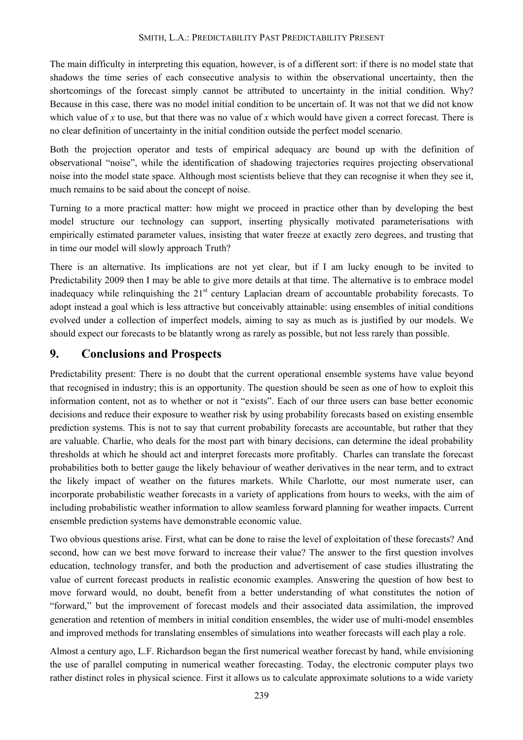The main difficulty in interpreting this equation, however, is of a different sort: if there is no model state that shadows the time series of each consecutive analysis to within the observational uncertainty, then the shortcomings of the forecast simply cannot be attributed to uncertainty in the initial condition. Why? Because in this case, there was no model initial condition to be uncertain of. It was not that we did not know which value of *x* to use, but that there was no value of *x* which would have given a correct forecast. There is no clear definition of uncertainty in the initial condition outside the perfect model scenario.

Both the projection operator and tests of empirical adequacy are bound up with the definition of observational "noise", while the identification of shadowing trajectories requires projecting observational noise into the model state space. Although most scientists believe that they can recognise it when they see it, much remains to be said about the concept of noise.

Turning to a more practical matter: how might we proceed in practice other than by developing the best model structure our technology can support, inserting physically motivated parameterisations with empirically estimated parameter values, insisting that water freeze at exactly zero degrees, and trusting that in time our model will slowly approach Truth?

There is an alternative. Its implications are not yet clear, but if I am lucky enough to be invited to Predictability 2009 then I may be able to give more details at that time. The alternative is to embrace model inadequacy while relinquishing the 21st century Laplacian dream of accountable probability forecasts. To adopt instead a goal which is less attractive but conceivably attainable: using ensembles of initial conditions evolved under a collection of imperfect models, aiming to say as much as is justified by our models. We should expect our forecasts to be blatantly wrong as rarely as possible, but not less rarely than possible.

## 9. Conclusions and Prospects

Predictability present: There is no doubt that the current operational ensemble systems have value beyond that recognised in industry; this is an opportunity. The question should be seen as one of how to exploit this information content, not as to whether or not it "exists". Each of our three users can base better economic decisions and reduce their exposure to weather risk by using probability forecasts based on existing ensemble prediction systems. This is not to say that current probability forecasts are accountable, but rather that they are valuable. Charlie, who deals for the most part with binary decisions, can determine the ideal probability thresholds at which he should act and interpret forecasts more profitably. Charles can translate the forecast probabilities both to better gauge the likely behaviour of weather derivatives in the near term, and to extract the likely impact of weather on the futures markets. While Charlotte, our most numerate user, can incorporate probabilistic weather forecasts in a variety of applications from hours to weeks, with the aim of including probabilistic weather information to allow seamless forward planning for weather impacts. Current ensemble prediction systems have demonstrable economic value.

Two obvious questions arise. First, what can be done to raise the level of exploitation of these forecasts? And second, how can we best move forward to increase their value? The answer to the first question involves education, technology transfer, and both the production and advertisement of case studies illustrating the value of current forecast products in realistic economic examples. Answering the question of how best to move forward would, no doubt, benefit from a better understanding of what constitutes the notion of "forward," but the improvement of forecast models and their associated data assimilation, the improved generation and retention of members in initial condition ensembles, the wider use of multi-model ensembles and improved methods for translating ensembles of simulations into weather forecasts will each play a role.

Almost a century ago, L.F. Richardson began the first numerical weather forecast by hand, while envisioning the use of parallel computing in numerical weather forecasting. Today, the electronic computer plays two rather distinct roles in physical science. First it allows us to calculate approximate solutions to a wide variety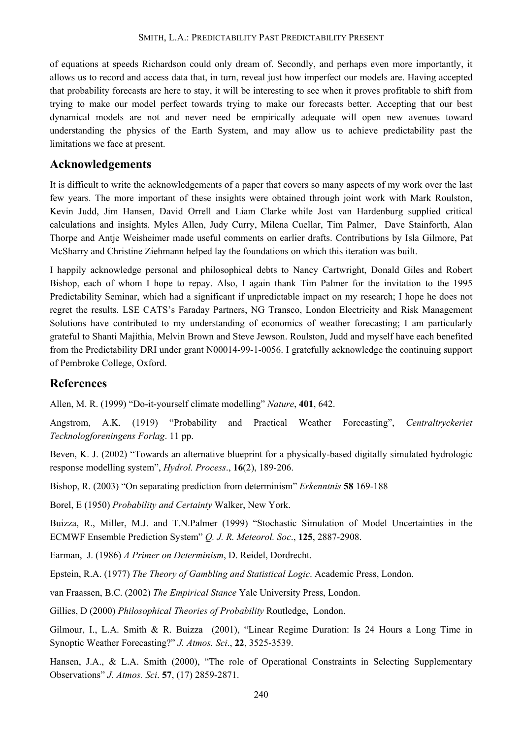of equations at speeds Richardson could only dream of. Secondly, and perhaps even more importantly, it allows us to record and access data that, in turn, reveal just how imperfect our models are. Having accepted that probability forecasts are here to stay, it will be interesting to see when it proves profitable to shift from trying to make our model perfect towards trying to make our forecasts better. Accepting that our best dynamical models are not and never need be empirically adequate will open new avenues toward understanding the physics of the Earth System, and may allow us to achieve predictability past the limitations we face at present.

## Acknowledgements

It is difficult to write the acknowledgements of a paper that covers so many aspects of my work over the last few years. The more important of these insights were obtained through joint work with Mark Roulston, Kevin Judd, Jim Hansen, David Orrell and Liam Clarke while Jost van Hardenburg supplied critical calculations and insights. Myles Allen, Judy Curry, Milena Cuellar, Tim Palmer, Dave Stainforth, Alan Thorpe and Antje Weisheimer made useful comments on earlier drafts. Contributions by Isla Gilmore, Pat McSharry and Christine Ziehmann helped lay the foundations on which this iteration was built.

I happily acknowledge personal and philosophical debts to Nancy Cartwright, Donald Giles and Robert Bishop, each of whom I hope to repay. Also, I again thank Tim Palmer for the invitation to the 1995 Predictability Seminar, which had a significant if unpredictable impact on my research; I hope he does not regret the results. LSE CATS's Faraday Partners, NG Transco, London Electricity and Risk Management Solutions have contributed to my understanding of economics of weather forecasting; I am particularly grateful to Shanti Majithia, Melvin Brown and Steve Jewson. Roulston, Judd and myself have each benefited from the Predictability DRI under grant N00014-99-1-0056. I gratefully acknowledge the continuing support of Pembroke College, Oxford.

## References

Allen, M. R. (1999) "Do-it-yourself climate modelling" *Nature*, **401**, 642.

Angstrom, A.K. (1919) "Probability and Practical Weather Forecasting", *Centraltryckeriet Tecknologforeningens Forlag*. 11 pp.

Beven, K. J. (2002) "Towards an alternative blueprint for a physically-based digitally simulated hydrologic response modelling system", *Hydrol. Process*., **16**(2), 189-206.

Bishop, R. (2003) "On separating prediction from determinism" *Erkenntnis* **58** 169-188

Borel, E (1950) *Probability and Certainty* Walker, New York.

Buizza, R., Miller, M.J. and T.N.Palmer (1999) "Stochastic Simulation of Model Uncertainties in the ECMWF Ensemble Prediction System" *Q. J. R. Meteorol. Soc*., **125**, 2887-2908.

Earman, J. (1986) *A Primer on Determinism*, D. Reidel, Dordrecht.

Epstein, R.A. (1977) *The Theory of Gambling and Statistical Logic*. Academic Press, London.

van Fraassen, B.C. (2002) *The Empirical Stance* Yale University Press, London.

Gillies, D (2000) *Philosophical Theories of Probability* Routledge, London.

Gilmour, I., L.A. Smith & R. Buizza (2001), "Linear Regime Duration: Is 24 Hours a Long Time in Synoptic Weather Forecasting?" *J. Atmos. Sci*., **22**, 3525-3539.

Hansen, J.A., & L.A. Smith (2000), "The role of Operational Constraints in Selecting Supplementary Observations" *J. Atmos. Sci*. **57**, (17) 2859-2871.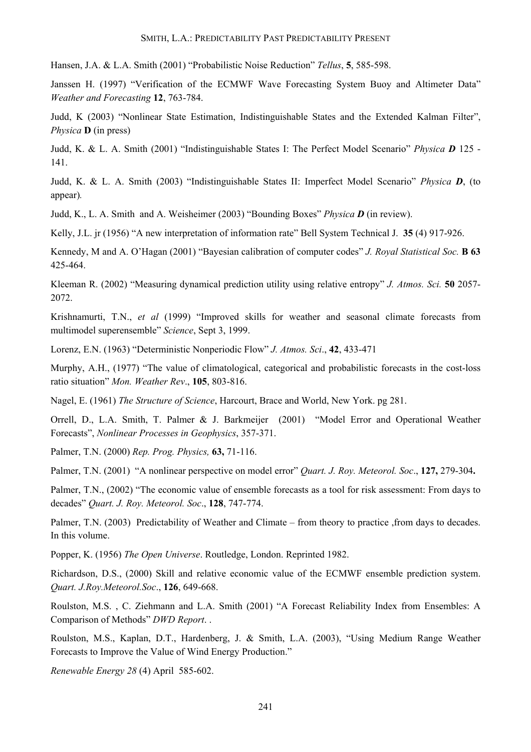Hansen, J.A. & L.A. Smith (2001) "Probabilistic Noise Reduction" *Tellus*, **5**, 585-598.

Janssen H. (1997) "Verification of the ECMWF Wave Forecasting System Buoy and Altimeter Data" *Weather and Forecasting* **12**, 763-784.

Judd, K (2003) "Nonlinear State Estimation, Indistinguishable States and the Extended Kalman Filter", *Physica* **D** (in press)

Judd, K. & L. A. Smith (2001) "Indistinguishable States I: The Perfect Model Scenario" *Physica **D*** 125 - 141.

Judd, K. & L. A. Smith (2003) "Indistinguishable States II: Imperfect Model Scenario" *Physica **D***, (to appear).

Judd, K., L. A. Smith and A. Weisheimer (2003) "Bounding Boxes" *Physica **D*** (in review).

Kelly, J.L. jr (1956) "A new interpretation of information rate" Bell System Technical J. **35** (4) 917-926.

Kennedy, M and A. O'Hagan (2001) "Bayesian calibration of computer codes" *J. Royal Statistical Soc.* **B 63** 425-464.

Kleeman R. (2002) "Measuring dynamical prediction utility using relative entropy" *J. Atmos. Sci.* **50** 2057-2072.

Krishnamurti, T.N., *et al* (1999) "Improved skills for weather and seasonal climate forecasts from multimodel superensemble" *Science*, Sept 3, 1999.

Lorenz, E.N. (1963) "Deterministic Nonperiodic Flow" *J. Atmos. Sci*., **42**, 433-471

Murphy, A.H., (1977) "The value of climatological, categorical and probabilistic forecasts in the cost-loss ratio situation" *Mon. Weather Rev*., **105**, 803-816.

Nagel, E. (1961) *The Structure of Science*, Harcourt, Brace and World, New York. pg 281.

Orrell, D., L.A. Smith, T. Palmer & J. Barkmeijer (2001) "Model Error and Operational Weather Forecasts", *Nonlinear Processes in Geophysics*, 357-371.

Palmer, T.N. (2000) *Rep. Prog. Physics,* **63,** 71-116.

Palmer, T.N. (2001) "A nonlinear perspective on model error" *Quart. J. Roy. Meteorol. Soc*., **127,** 279-304**.**

Palmer, T.N., (2002) "The economic value of ensemble forecasts as a tool for risk assessment: From days to decades" *Quart. J. Roy. Meteorol. Soc*., **128**, 747-774.

Palmer, T.N. (2003) Predictability of Weather and Climate – from theory to practice ,from days to decades. In this volume.

Popper, K. (1956) *The Open Universe*. Routledge, London. Reprinted 1982.

Richardson, D.S., (2000) Skill and relative economic value of the ECMWF ensemble prediction system. *Quart. J.Roy.Meteorol.Soc*., **126**, 649-668.

Roulston, M.S. , C. Ziehmann and L.A. Smith (2001) "A Forecast Reliability Index from Ensembles: A Comparison of Methods" *DWD Report*. .

Roulston, M.S., Kaplan, D.T., Hardenberg, J. & Smith, L.A. (2003), "Using Medium Range Weather Forecasts to Improve the Value of Wind Energy Production."

*Renewable Energy 28* (4) April 585-602.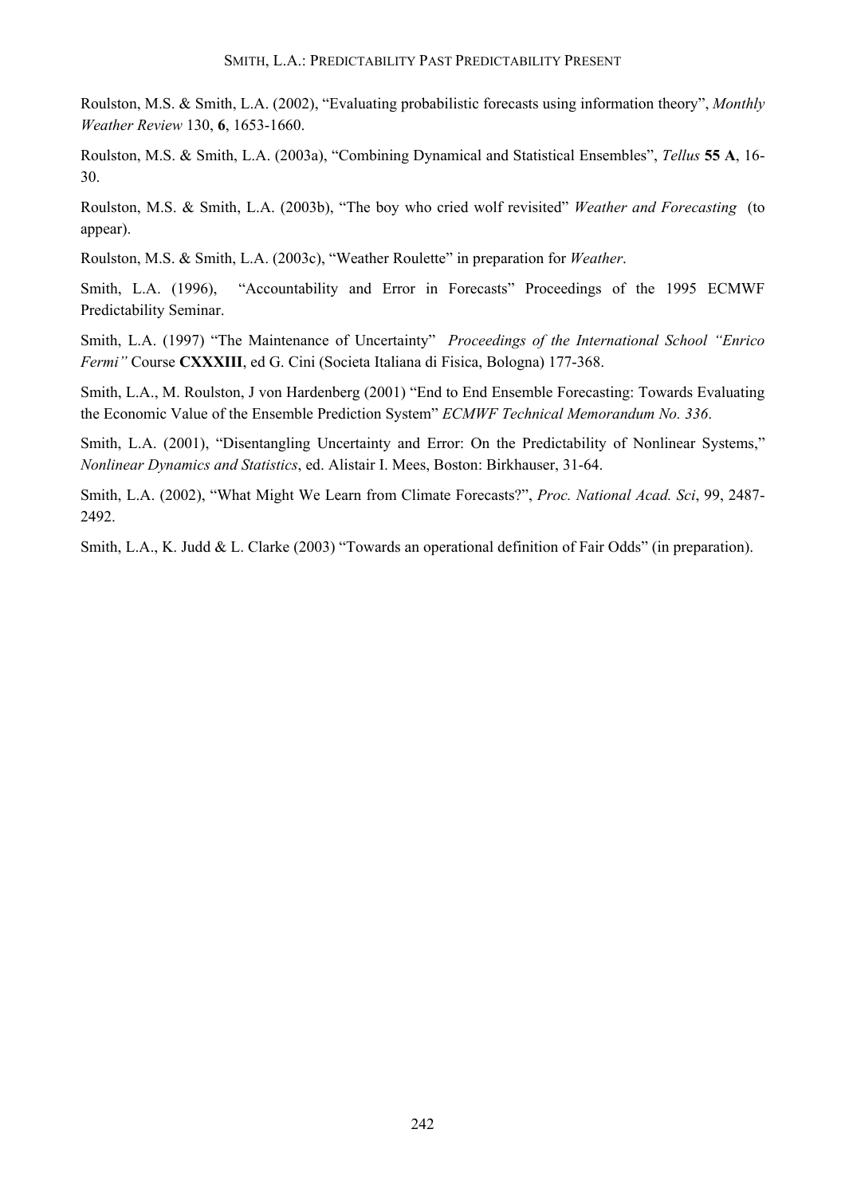Roulston, M.S. & Smith, L.A. (2002), "Evaluating probabilistic forecasts using information theory", *Monthly Weather Review* 130, **6**, 1653-1660.

Roulston, M.S. & Smith, L.A. (2003a), "Combining Dynamical and Statistical Ensembles", *Tellus* **55 A**, 16-30.

Roulston, M.S. & Smith, L.A. (2003b), "The boy who cried wolf revisited" *Weather and Forecasting* (to appear).

Roulston, M.S. & Smith, L.A. (2003c), "Weather Roulette" in preparation for *Weather*.

Smith, L.A. (1996), "Accountability and Error in Forecasts" Proceedings of the 1995 ECMWF Predictability Seminar.

Smith, L.A. (1997) "The Maintenance of Uncertainty" *Proceedings of the International School "Enrico Fermi"* Course **CXXXIII**, ed G. Cini (Societa Italiana di Fisica, Bologna) 177-368.

Smith, L.A., M. Roulston, J von Hardenberg (2001) "End to End Ensemble Forecasting: Towards Evaluating the Economic Value of the Ensemble Prediction System" *ECMWF Technical Memorandum No. 336*.

Smith, L.A. (2001), "Disentangling Uncertainty and Error: On the Predictability of Nonlinear Systems," *Nonlinear Dynamics and Statistics*, ed. Alistair I. Mees, Boston: Birkhauser, 31-64.

Smith, L.A. (2002), "What Might We Learn from Climate Forecasts?", *Proc. National Acad. Sci*, 99, 2487-2492.

Smith, L.A., K. Judd & L. Clarke (2003) "Towards an operational definition of Fair Odds" (in preparation).